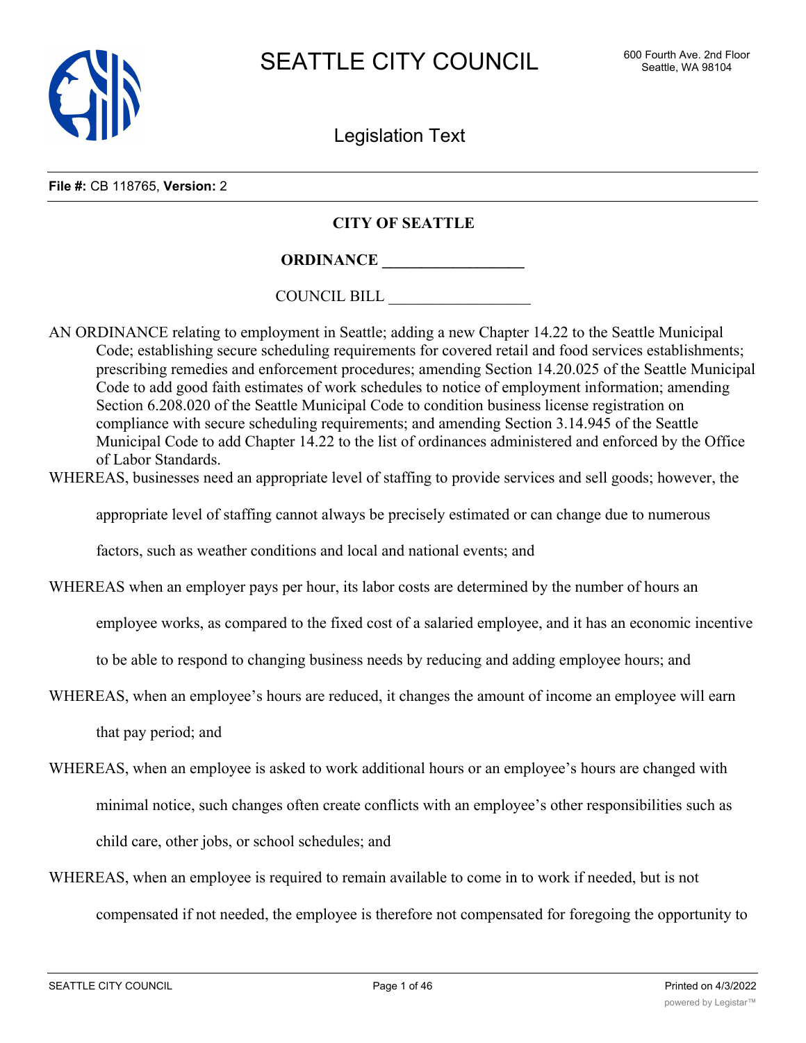# SEATTLE CITY COUNCIL

600 Fourth Ave. 2nd Floor
Seattle, WA 98104

## Legislation Text

**File #:** CB 118765, **Version:** 2

**CITY OF SEATTLE**

**ORDINANCE __________________**

COUNCIL BILL __________________

AN ORDINANCE relating to employment in Seattle; adding a new Chapter 14.22 to the Seattle Municipal Code; establishing secure scheduling requirements for covered retail and food services establishments; prescribing remedies and enforcement procedures; amending Section 14.20.025 of the Seattle Municipal Code to add good faith estimates of work schedules to notice of employment information; amending Section 6.208.020 of the Seattle Municipal Code to condition business license registration on compliance with secure scheduling requirements; and amending Section 3.14.945 of the Seattle Municipal Code to add Chapter 14.22 to the list of ordinances administered and enforced by the Office of Labor Standards.

WHEREAS, businesses need an appropriate level of staffing to provide services and sell goods; however, the appropriate level of staffing cannot always be precisely estimated or can change due to numerous factors, such as weather conditions and local and national events; and

WHEREAS when an employer pays per hour, its labor costs are determined by the number of hours an employee works, as compared to the fixed cost of a salaried employee, and it has an economic incentive to be able to respond to changing business needs by reducing and adding employee hours; and

WHEREAS, when an employee's hours are reduced, it changes the amount of income an employee will earn that pay period; and

WHEREAS, when an employee is asked to work additional hours or an employee's hours are changed with minimal notice, such changes often create conflicts with an employee's other responsibilities such as child care, other jobs, or school schedules; and

WHEREAS, when an employee is required to remain available to come in to work if needed, but is not compensated if not needed, the employee is therefore not compensated for foregoing the opportunity to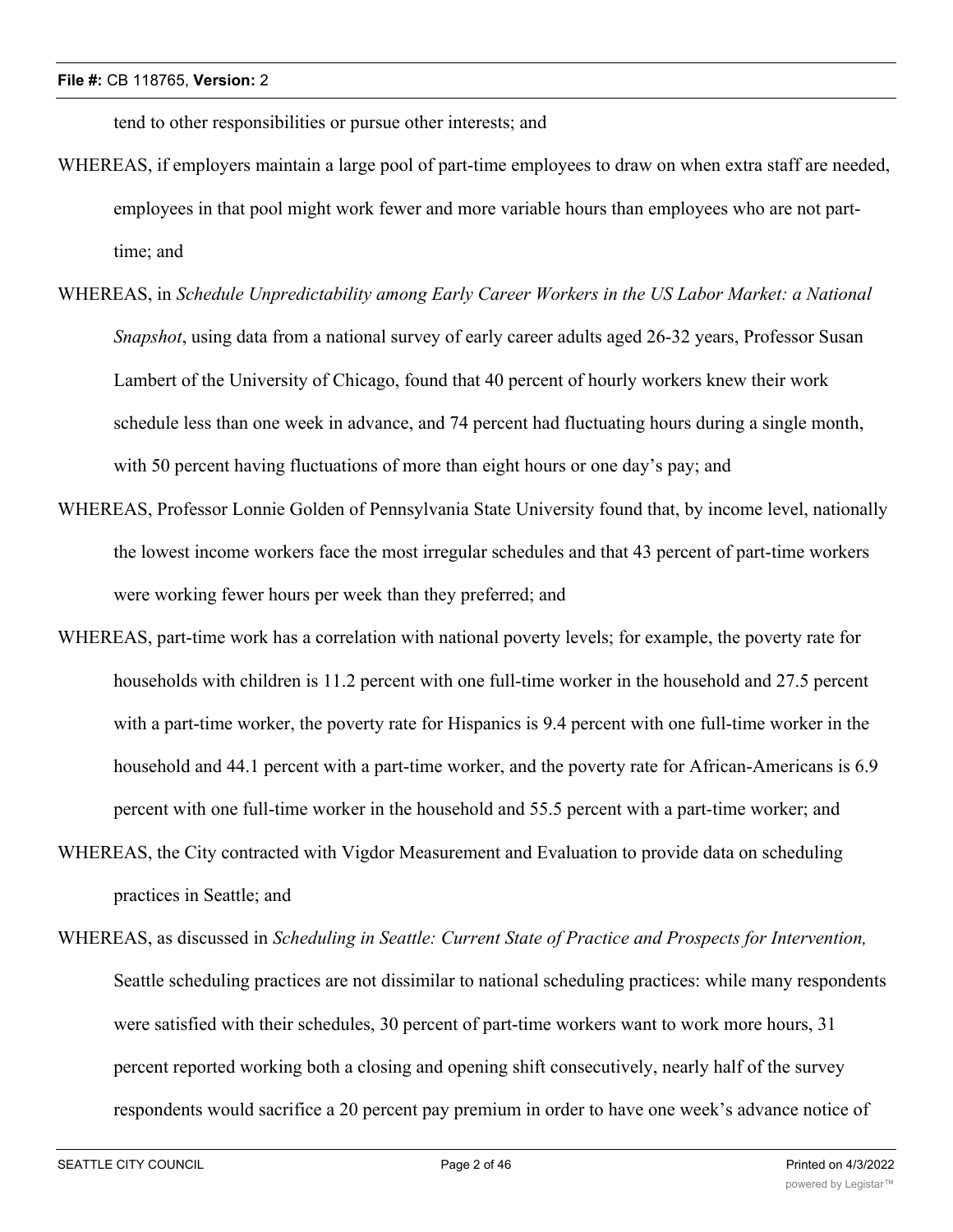tend to other responsibilities or pursue other interests; and

WHEREAS, if employers maintain a large pool of part-time employees to draw on when extra staff are needed, employees in that pool might work fewer and more variable hours than employees who are not part-time; and

WHEREAS, in *Schedule Unpredictability among Early Career Workers in the US Labor Market: a National Snapshot*, using data from a national survey of early career adults aged 26-32 years, Professor Susan Lambert of the University of Chicago, found that 40 percent of hourly workers knew their work schedule less than one week in advance, and 74 percent had fluctuating hours during a single month, with 50 percent having fluctuations of more than eight hours or one day's pay; and

WHEREAS, Professor Lonnie Golden of Pennsylvania State University found that, by income level, nationally the lowest income workers face the most irregular schedules and that 43 percent of part-time workers were working fewer hours per week than they preferred; and

WHEREAS, part-time work has a correlation with national poverty levels; for example, the poverty rate for households with children is 11.2 percent with one full-time worker in the household and 27.5 percent with a part-time worker, the poverty rate for Hispanics is 9.4 percent with one full-time worker in the household and 44.1 percent with a part-time worker, and the poverty rate for African-Americans is 6.9 percent with one full-time worker in the household and 55.5 percent with a part-time worker; and

WHEREAS, the City contracted with Vigdor Measurement and Evaluation to provide data on scheduling practices in Seattle; and

WHEREAS, as discussed in *Scheduling in Seattle: Current State of Practice and Prospects for Intervention,* Seattle scheduling practices are not dissimilar to national scheduling practices: while many respondents were satisfied with their schedules, 30 percent of part-time workers want to work more hours, 31 percent reported working both a closing and opening shift consecutively, nearly half of the survey respondents would sacrifice a 20 percent pay premium in order to have one week's advance notice of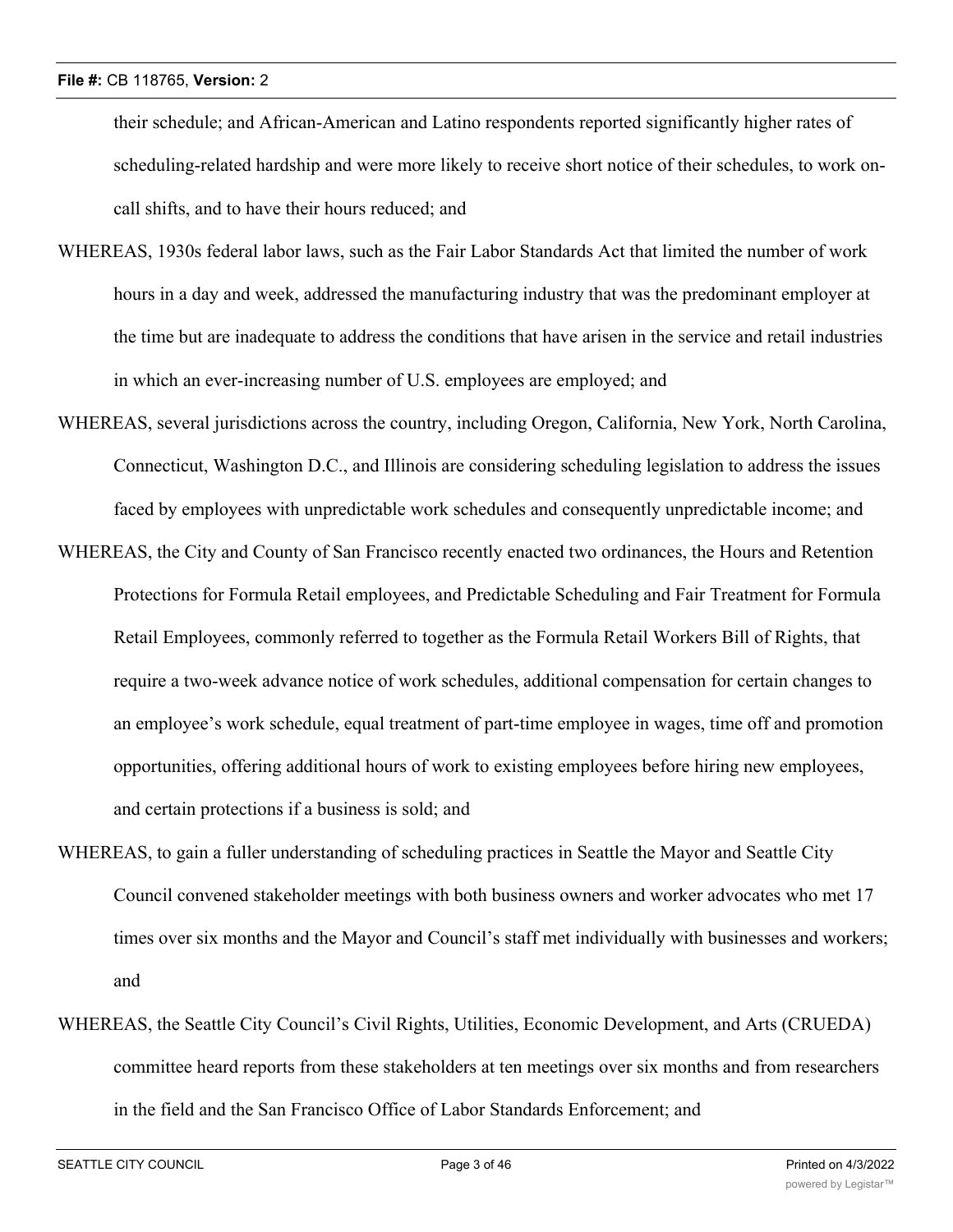their schedule; and African-American and Latino respondents reported significantly higher rates of scheduling-related hardship and were more likely to receive short notice of their schedules, to work on-call shifts, and to have their hours reduced; and

WHEREAS, 1930s federal labor laws, such as the Fair Labor Standards Act that limited the number of work hours in a day and week, addressed the manufacturing industry that was the predominant employer at the time but are inadequate to address the conditions that have arisen in the service and retail industries in which an ever-increasing number of U.S. employees are employed; and

WHEREAS, several jurisdictions across the country, including Oregon, California, New York, North Carolina, Connecticut, Washington D.C., and Illinois are considering scheduling legislation to address the issues faced by employees with unpredictable work schedules and consequently unpredictable income; and

WHEREAS, the City and County of San Francisco recently enacted two ordinances, the Hours and Retention Protections for Formula Retail employees, and Predictable Scheduling and Fair Treatment for Formula Retail Employees, commonly referred to together as the Formula Retail Workers Bill of Rights, that require a two-week advance notice of work schedules, additional compensation for certain changes to an employee's work schedule, equal treatment of part-time employee in wages, time off and promotion opportunities, offering additional hours of work to existing employees before hiring new employees, and certain protections if a business is sold; and

WHEREAS, to gain a fuller understanding of scheduling practices in Seattle the Mayor and Seattle City Council convened stakeholder meetings with both business owners and worker advocates who met 17 times over six months and the Mayor and Council's staff met individually with businesses and workers; and

WHEREAS, the Seattle City Council's Civil Rights, Utilities, Economic Development, and Arts (CRUEDA) committee heard reports from these stakeholders at ten meetings over six months and from researchers in the field and the San Francisco Office of Labor Standards Enforcement; and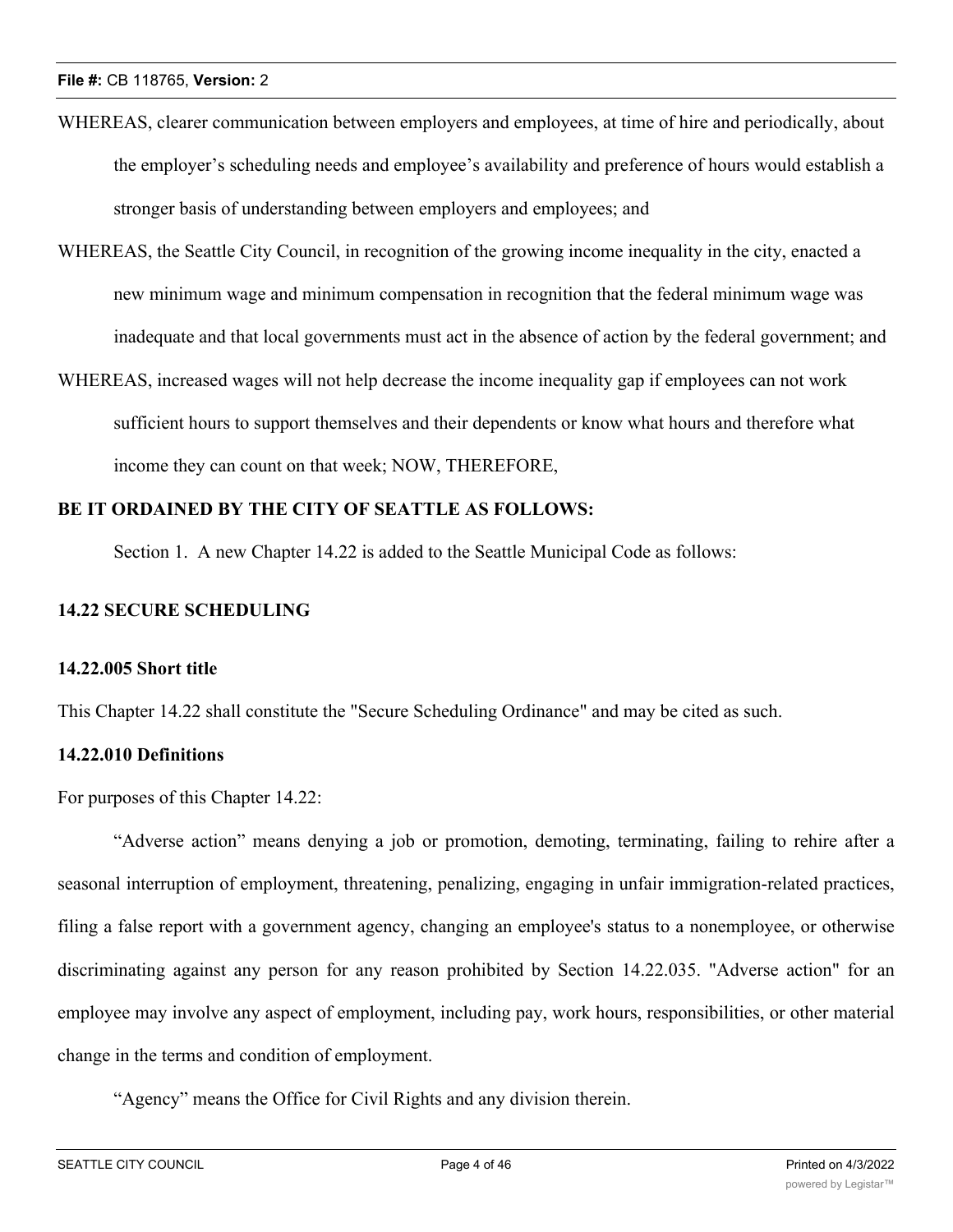WHEREAS, clearer communication between employers and employees, at time of hire and periodically, about the employer's scheduling needs and employee's availability and preference of hours would establish a stronger basis of understanding between employers and employees; and

WHEREAS, the Seattle City Council, in recognition of the growing income inequality in the city, enacted a new minimum wage and minimum compensation in recognition that the federal minimum wage was inadequate and that local governments must act in the absence of action by the federal government; and

WHEREAS, increased wages will not help decrease the income inequality gap if employees can not work sufficient hours to support themselves and their dependents or know what hours and therefore what income they can count on that week; NOW, THEREFORE,

**BE IT ORDAINED BY THE CITY OF SEATTLE AS FOLLOWS:**

Section 1. A new Chapter 14.22 is added to the Seattle Municipal Code as follows:

## 14.22 SECURE SCHEDULING

### 14.22.005 Short title

This Chapter 14.22 shall constitute the "Secure Scheduling Ordinance" and may be cited as such.

### 14.22.010 Definitions

For purposes of this Chapter 14.22:

"Adverse action" means denying a job or promotion, demoting, terminating, failing to rehire after a seasonal interruption of employment, threatening, penalizing, engaging in unfair immigration-related practices, filing a false report with a government agency, changing an employee's status to a nonemployee, or otherwise discriminating against any person for any reason prohibited by Section 14.22.035. "Adverse action" for an employee may involve any aspect of employment, including pay, work hours, responsibilities, or other material change in the terms and condition of employment.

"Agency" means the Office for Civil Rights and any division therein.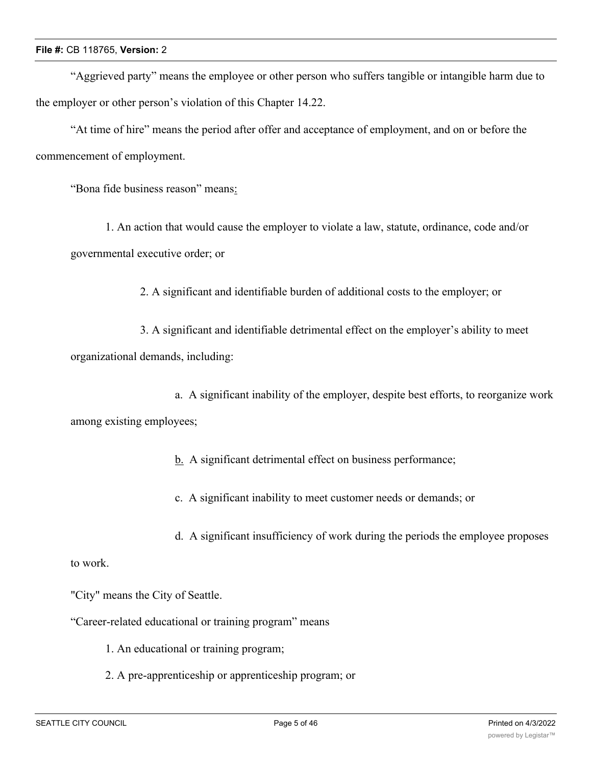"Aggrieved party" means the employee or other person who suffers tangible or intangible harm due to the employer or other person's violation of this Chapter 14.22.

"At time of hire" means the period after offer and acceptance of employment, and on or before the commencement of employment.

"Bona fide business reason" means:

1. An action that would cause the employer to violate a law, statute, ordinance, code and/or governmental executive order; or

2. A significant and identifiable burden of additional costs to the employer; or

3. A significant and identifiable detrimental effect on the employer's ability to meet organizational demands, including:

a. A significant inability of the employer, despite best efforts, to reorganize work among existing employees;

b. A significant detrimental effect on business performance;

c. A significant inability to meet customer needs or demands; or

d. A significant insufficiency of work during the periods the employee proposes to work.

"City" means the City of Seattle.

"Career-related educational or training program" means

1. An educational or training program;

2. A pre-apprenticeship or apprenticeship program; or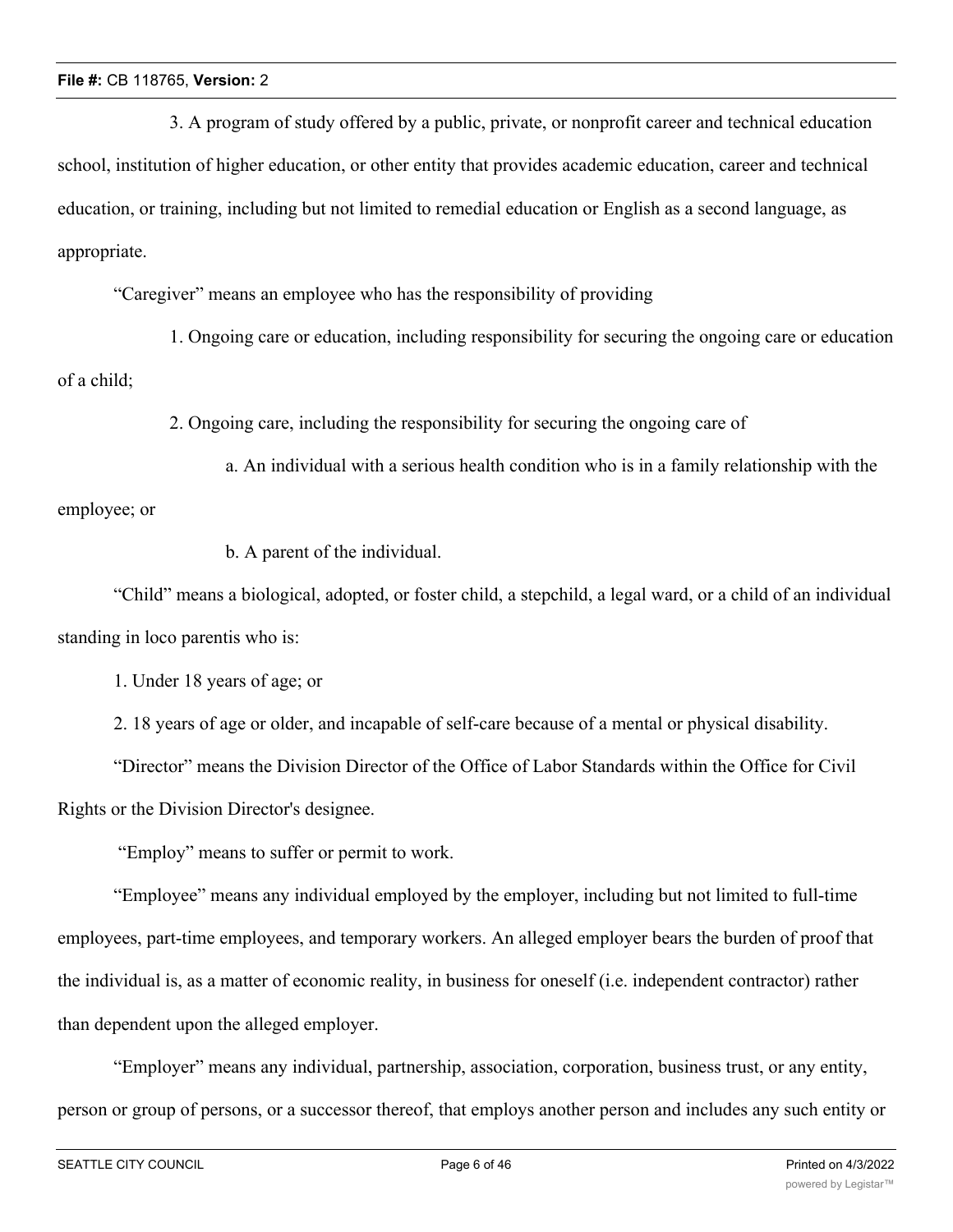3. A program of study offered by a public, private, or nonprofit career and technical education school, institution of higher education, or other entity that provides academic education, career and technical education, or training, including but not limited to remedial education or English as a second language, as appropriate.

"Caregiver" means an employee who has the responsibility of providing

1. Ongoing care or education, including responsibility for securing the ongoing care or education of a child;

2. Ongoing care, including the responsibility for securing the ongoing care of

a. An individual with a serious health condition who is in a family relationship with the employee; or

b. A parent of the individual.

"Child" means a biological, adopted, or foster child, a stepchild, a legal ward, or a child of an individual standing in loco parentis who is:

1. Under 18 years of age; or

2. 18 years of age or older, and incapable of self-care because of a mental or physical disability.

"Director" means the Division Director of the Office of Labor Standards within the Office for Civil Rights or the Division Director's designee.

"Employ" means to suffer or permit to work.

"Employee" means any individual employed by the employer, including but not limited to full-time employees, part-time employees, and temporary workers. An alleged employer bears the burden of proof that the individual is, as a matter of economic reality, in business for oneself (i.e. independent contractor) rather than dependent upon the alleged employer.

"Employer" means any individual, partnership, association, corporation, business trust, or any entity, person or group of persons, or a successor thereof, that employs another person and includes any such entity or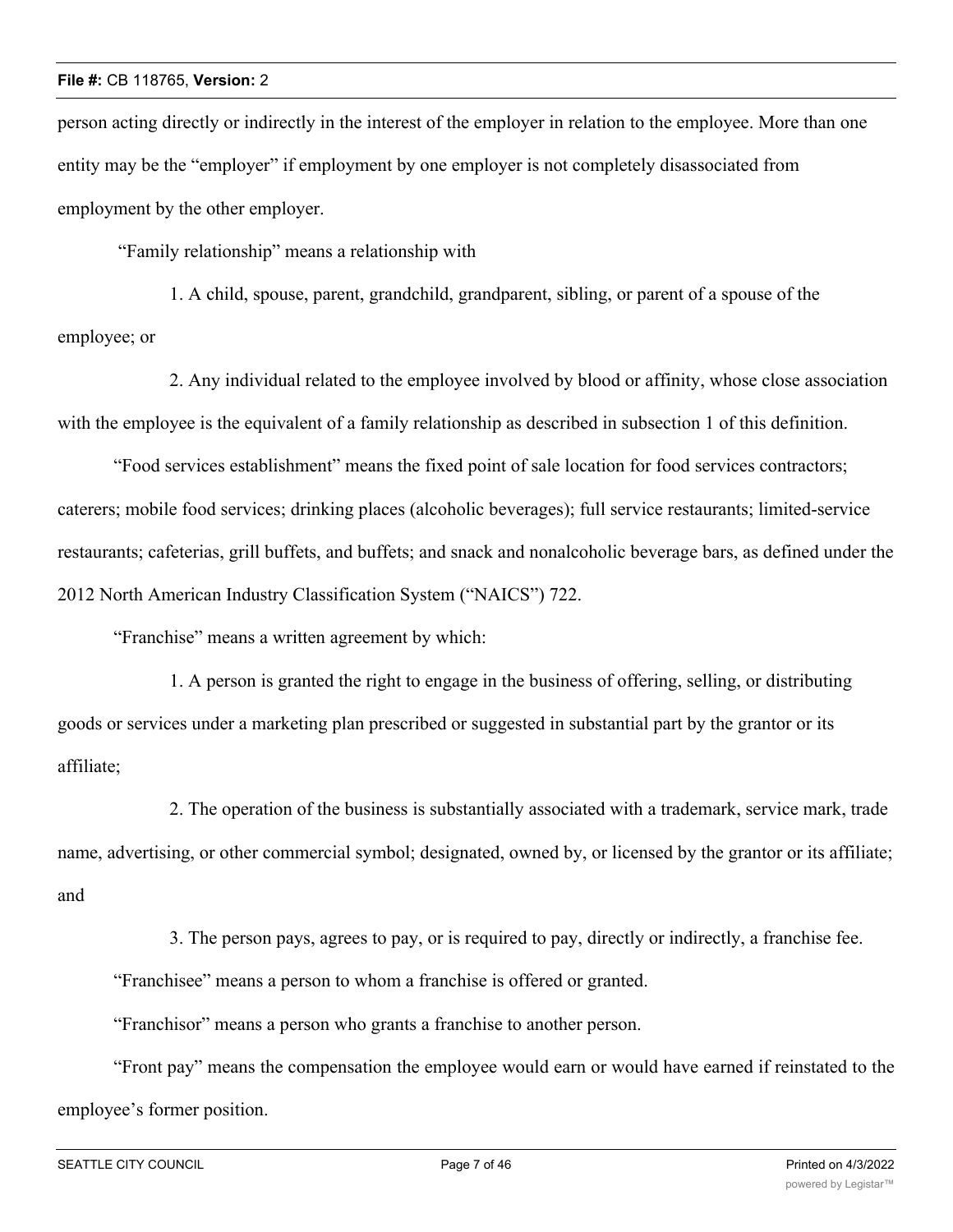person acting directly or indirectly in the interest of the employer in relation to the employee. More than one entity may be the "employer" if employment by one employer is not completely disassociated from employment by the other employer.

"Family relationship" means a relationship with

1. A child, spouse, parent, grandchild, grandparent, sibling, or parent of a spouse of the employee; or

2. Any individual related to the employee involved by blood or affinity, whose close association with the employee is the equivalent of a family relationship as described in subsection 1 of this definition.

"Food services establishment" means the fixed point of sale location for food services contractors; caterers; mobile food services; drinking places (alcoholic beverages); full service restaurants; limited-service restaurants; cafeterias, grill buffets, and buffets; and snack and nonalcoholic beverage bars, as defined under the 2012 North American Industry Classification System ("NAICS") 722.

"Franchise" means a written agreement by which:

1. A person is granted the right to engage in the business of offering, selling, or distributing goods or services under a marketing plan prescribed or suggested in substantial part by the grantor or its affiliate;

2. The operation of the business is substantially associated with a trademark, service mark, trade name, advertising, or other commercial symbol; designated, owned by, or licensed by the grantor or its affiliate; and

3. The person pays, agrees to pay, or is required to pay, directly or indirectly, a franchise fee.

"Franchisee" means a person to whom a franchise is offered or granted.

"Franchisor" means a person who grants a franchise to another person.

"Front pay" means the compensation the employee would earn or would have earned if reinstated to the employee's former position.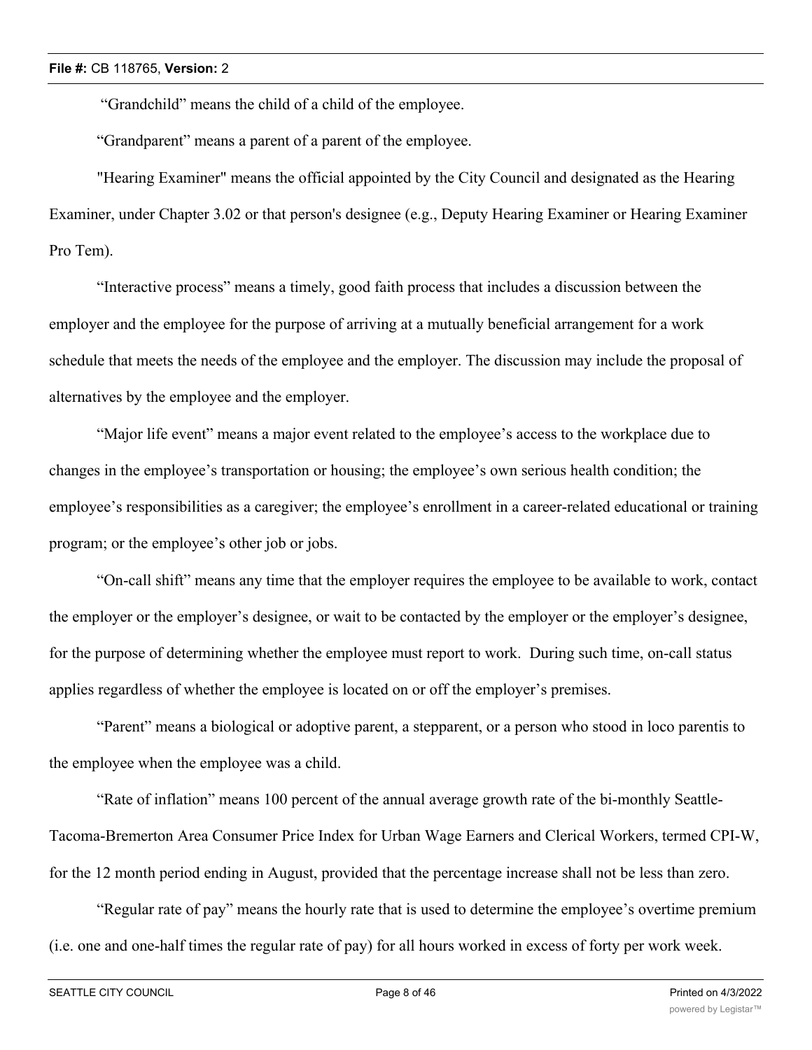"Grandchild" means the child of a child of the employee.

"Grandparent" means a parent of a parent of the employee.

"Hearing Examiner" means the official appointed by the City Council and designated as the Hearing Examiner, under Chapter 3.02 or that person's designee (e.g., Deputy Hearing Examiner or Hearing Examiner Pro Tem).

"Interactive process" means a timely, good faith process that includes a discussion between the employer and the employee for the purpose of arriving at a mutually beneficial arrangement for a work schedule that meets the needs of the employee and the employer. The discussion may include the proposal of alternatives by the employee and the employer.

"Major life event" means a major event related to the employee's access to the workplace due to changes in the employee's transportation or housing; the employee's own serious health condition; the employee's responsibilities as a caregiver; the employee's enrollment in a career-related educational or training program; or the employee's other job or jobs.

"On-call shift" means any time that the employer requires the employee to be available to work, contact the employer or the employer's designee, or wait to be contacted by the employer or the employer's designee, for the purpose of determining whether the employee must report to work. During such time, on-call status applies regardless of whether the employee is located on or off the employer's premises.

"Parent" means a biological or adoptive parent, a stepparent, or a person who stood in loco parentis to the employee when the employee was a child.

"Rate of inflation" means 100 percent of the annual average growth rate of the bi-monthly Seattle-Tacoma-Bremerton Area Consumer Price Index for Urban Wage Earners and Clerical Workers, termed CPI-W, for the 12 month period ending in August, provided that the percentage increase shall not be less than zero.

"Regular rate of pay" means the hourly rate that is used to determine the employee's overtime premium (i.e. one and one-half times the regular rate of pay) for all hours worked in excess of forty per work week.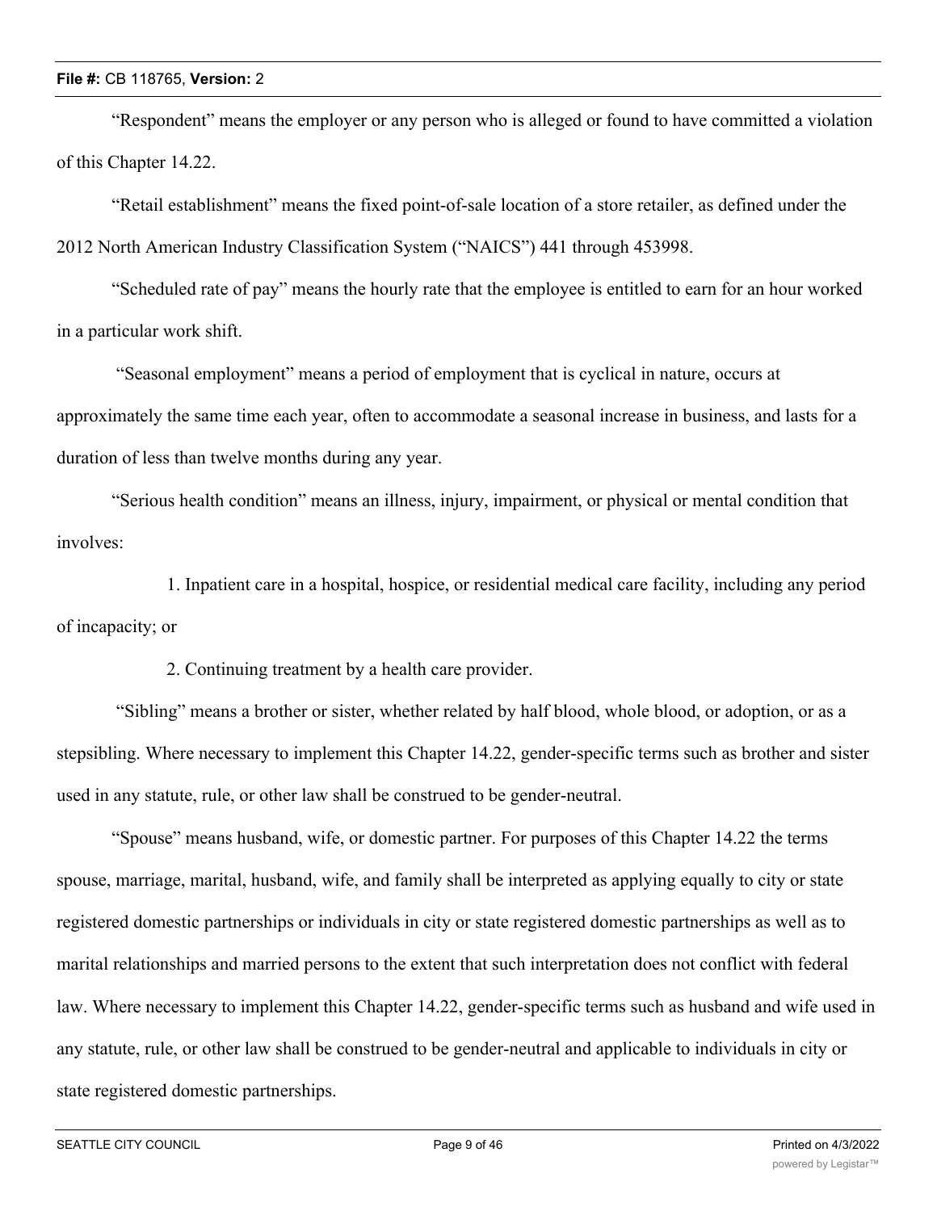"Respondent" means the employer or any person who is alleged or found to have committed a violation of this Chapter 14.22.

"Retail establishment" means the fixed point-of-sale location of a store retailer, as defined under the 2012 North American Industry Classification System ("NAICS") 441 through 453998.

"Scheduled rate of pay" means the hourly rate that the employee is entitled to earn for an hour worked in a particular work shift.

"Seasonal employment" means a period of employment that is cyclical in nature, occurs at approximately the same time each year, often to accommodate a seasonal increase in business, and lasts for a duration of less than twelve months during any year.

"Serious health condition" means an illness, injury, impairment, or physical or mental condition that involves:

1. Inpatient care in a hospital, hospice, or residential medical care facility, including any period of incapacity; or

2. Continuing treatment by a health care provider.

"Sibling" means a brother or sister, whether related by half blood, whole blood, or adoption, or as a stepsibling. Where necessary to implement this Chapter 14.22, gender-specific terms such as brother and sister used in any statute, rule, or other law shall be construed to be gender-neutral.

"Spouse" means husband, wife, or domestic partner. For purposes of this Chapter 14.22 the terms spouse, marriage, marital, husband, wife, and family shall be interpreted as applying equally to city or state registered domestic partnerships or individuals in city or state registered domestic partnerships as well as to marital relationships and married persons to the extent that such interpretation does not conflict with federal law. Where necessary to implement this Chapter 14.22, gender-specific terms such as husband and wife used in any statute, rule, or other law shall be construed to be gender-neutral and applicable to individuals in city or state registered domestic partnerships.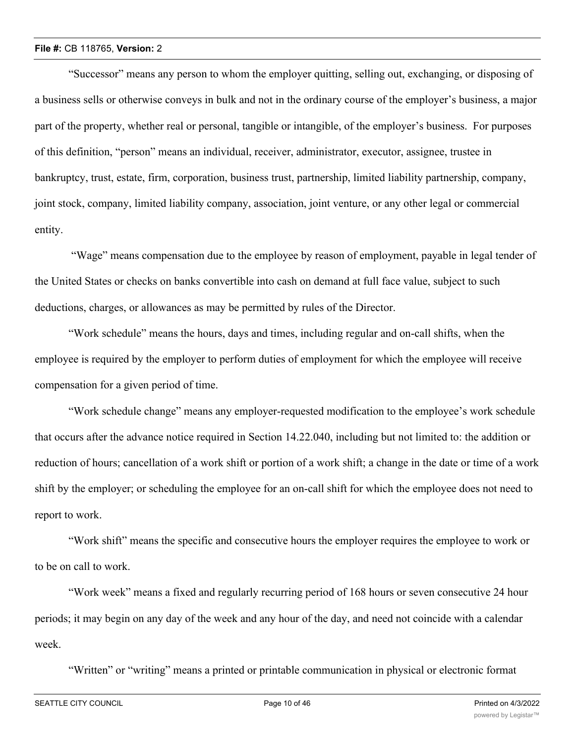"Successor" means any person to whom the employer quitting, selling out, exchanging, or disposing of a business sells or otherwise conveys in bulk and not in the ordinary course of the employer's business, a major part of the property, whether real or personal, tangible or intangible, of the employer's business. For purposes of this definition, "person" means an individual, receiver, administrator, executor, assignee, trustee in bankruptcy, trust, estate, firm, corporation, business trust, partnership, limited liability partnership, company, joint stock, company, limited liability company, association, joint venture, or any other legal or commercial entity.

"Wage" means compensation due to the employee by reason of employment, payable in legal tender of the United States or checks on banks convertible into cash on demand at full face value, subject to such deductions, charges, or allowances as may be permitted by rules of the Director.

"Work schedule" means the hours, days and times, including regular and on-call shifts, when the employee is required by the employer to perform duties of employment for which the employee will receive compensation for a given period of time.

"Work schedule change" means any employer-requested modification to the employee's work schedule that occurs after the advance notice required in Section 14.22.040, including but not limited to: the addition or reduction of hours; cancellation of a work shift or portion of a work shift; a change in the date or time of a work shift by the employer; or scheduling the employee for an on-call shift for which the employee does not need to report to work.

"Work shift" means the specific and consecutive hours the employer requires the employee to work or to be on call to work.

"Work week" means a fixed and regularly recurring period of 168 hours or seven consecutive 24 hour periods; it may begin on any day of the week and any hour of the day, and need not coincide with a calendar week.

"Written" or "writing" means a printed or printable communication in physical or electronic format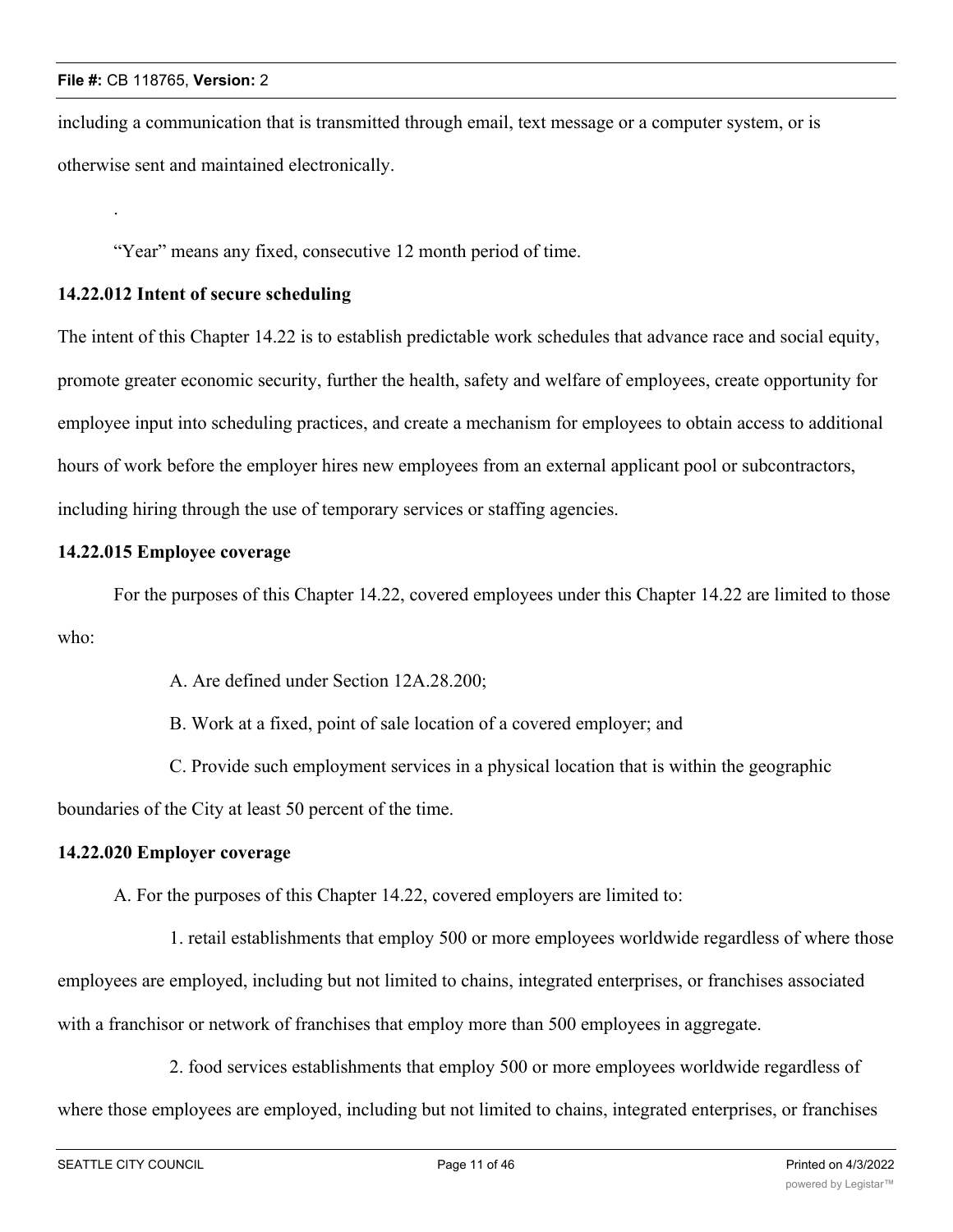including a communication that is transmitted through email, text message or a computer system, or is otherwise sent and maintained electronically.

.

"Year" means any fixed, consecutive 12 month period of time.

**14.22.012 Intent of secure scheduling**

The intent of this Chapter 14.22 is to establish predictable work schedules that advance race and social equity, promote greater economic security, further the health, safety and welfare of employees, create opportunity for employee input into scheduling practices, and create a mechanism for employees to obtain access to additional hours of work before the employer hires new employees from an external applicant pool or subcontractors, including hiring through the use of temporary services or staffing agencies.

**14.22.015 Employee coverage**

For the purposes of this Chapter 14.22, covered employees under this Chapter 14.22 are limited to those who:

A. Are defined under Section 12A.28.200;

B. Work at a fixed, point of sale location of a covered employer; and

C. Provide such employment services in a physical location that is within the geographic boundaries of the City at least 50 percent of the time.

**14.22.020 Employer coverage**

A. For the purposes of this Chapter 14.22, covered employers are limited to:

1. retail establishments that employ 500 or more employees worldwide regardless of where those employees are employed, including but not limited to chains, integrated enterprises, or franchises associated with a franchisor or network of franchises that employ more than 500 employees in aggregate.

2. food services establishments that employ 500 or more employees worldwide regardless of where those employees are employed, including but not limited to chains, integrated enterprises, or franchises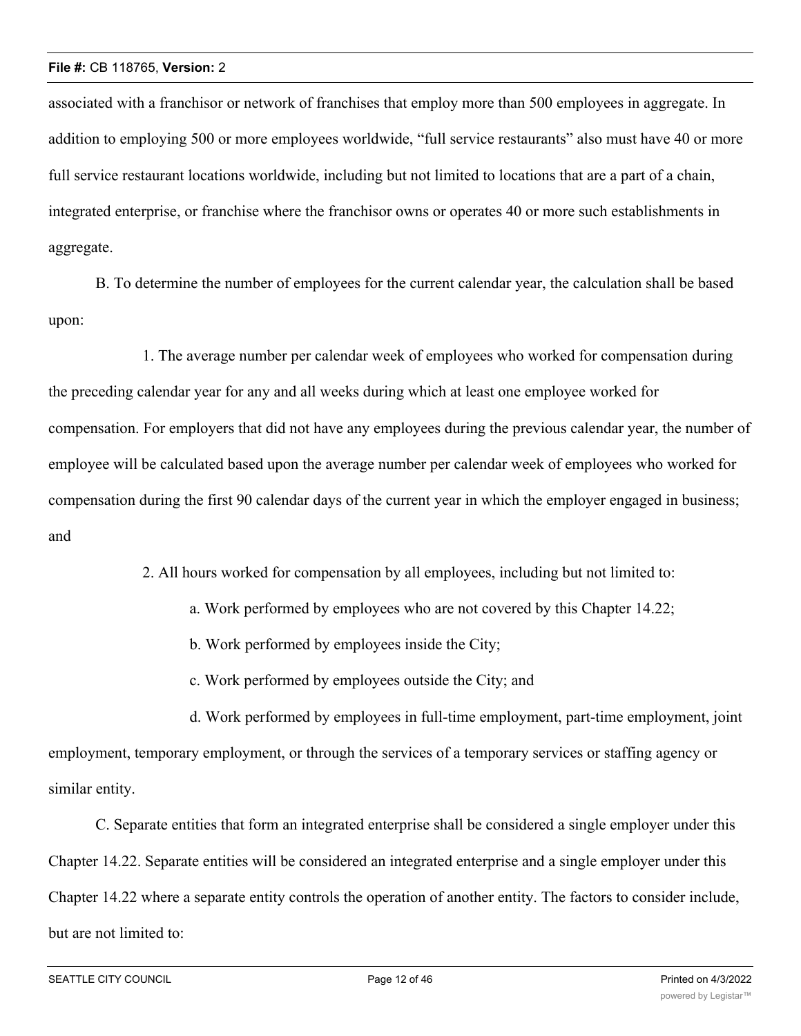associated with a franchisor or network of franchises that employ more than 500 employees in aggregate. In addition to employing 500 or more employees worldwide, "full service restaurants" also must have 40 or more full service restaurant locations worldwide, including but not limited to locations that are a part of a chain, integrated enterprise, or franchise where the franchisor owns or operates 40 or more such establishments in aggregate.

B. To determine the number of employees for the current calendar year, the calculation shall be based upon:

1. The average number per calendar week of employees who worked for compensation during the preceding calendar year for any and all weeks during which at least one employee worked for compensation. For employers that did not have any employees during the previous calendar year, the number of employee will be calculated based upon the average number per calendar week of employees who worked for compensation during the first 90 calendar days of the current year in which the employer engaged in business; and

2. All hours worked for compensation by all employees, including but not limited to:

a. Work performed by employees who are not covered by this Chapter 14.22;

b. Work performed by employees inside the City;

c. Work performed by employees outside the City; and

d. Work performed by employees in full-time employment, part-time employment, joint employment, temporary employment, or through the services of a temporary services or staffing agency or similar entity.

C. Separate entities that form an integrated enterprise shall be considered a single employer under this Chapter 14.22. Separate entities will be considered an integrated enterprise and a single employer under this Chapter 14.22 where a separate entity controls the operation of another entity. The factors to consider include, but are not limited to: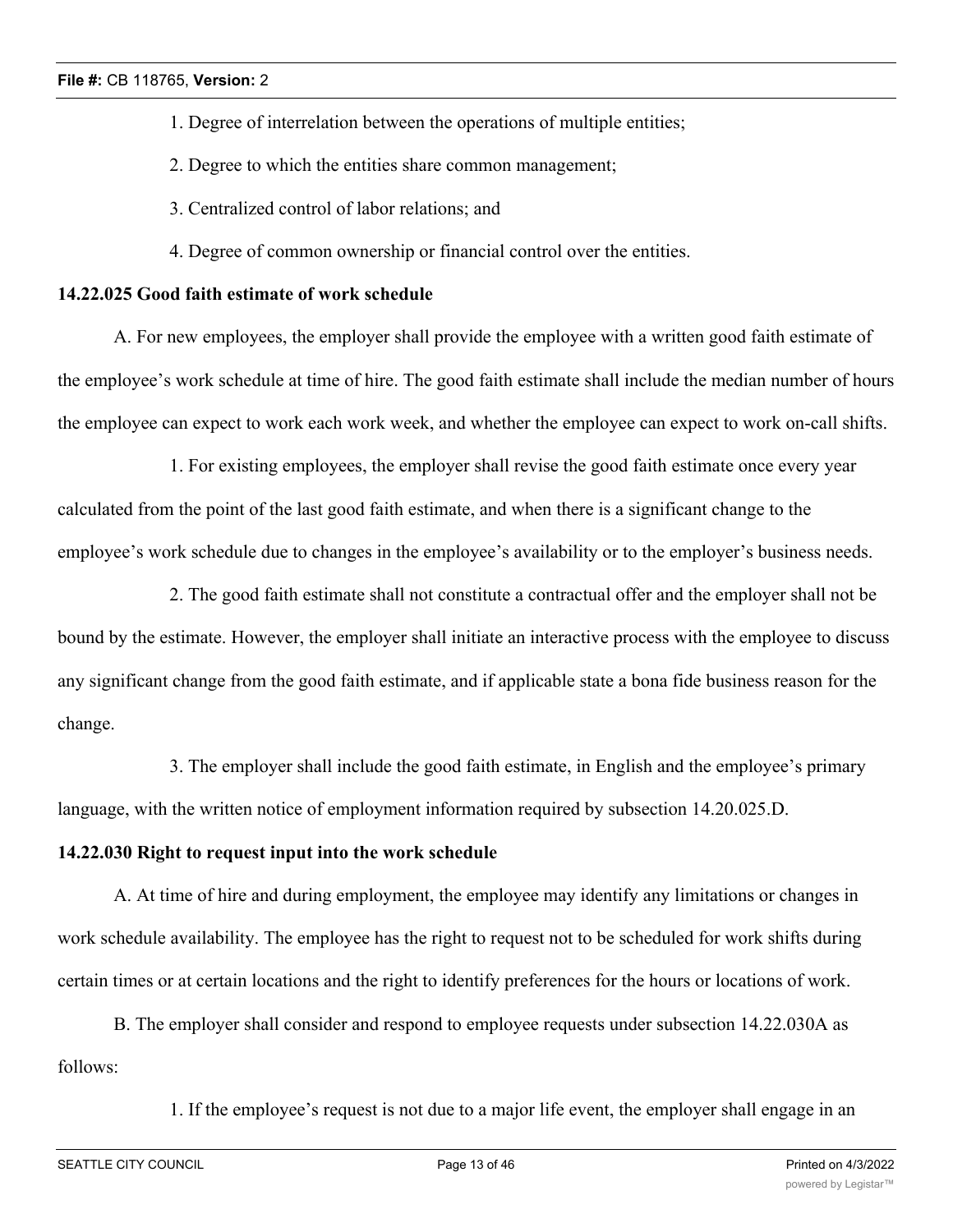1. Degree of interrelation between the operations of multiple entities;

2. Degree to which the entities share common management;

3. Centralized control of labor relations; and

4. Degree of common ownership or financial control over the entities.

**14.22.025 Good faith estimate of work schedule**

A. For new employees, the employer shall provide the employee with a written good faith estimate of the employee's work schedule at time of hire. The good faith estimate shall include the median number of hours the employee can expect to work each work week, and whether the employee can expect to work on-call shifts.

1. For existing employees, the employer shall revise the good faith estimate once every year calculated from the point of the last good faith estimate, and when there is a significant change to the employee's work schedule due to changes in the employee's availability or to the employer's business needs.

2. The good faith estimate shall not constitute a contractual offer and the employer shall not be bound by the estimate. However, the employer shall initiate an interactive process with the employee to discuss any significant change from the good faith estimate, and if applicable state a bona fide business reason for the change.

3. The employer shall include the good faith estimate, in English and the employee's primary language, with the written notice of employment information required by subsection 14.20.025.D.

**14.22.030 Right to request input into the work schedule**

A. At time of hire and during employment, the employee may identify any limitations or changes in work schedule availability. The employee has the right to request not to be scheduled for work shifts during certain times or at certain locations and the right to identify preferences for the hours or locations of work.

B. The employer shall consider and respond to employee requests under subsection 14.22.030A as follows:

1. If the employee's request is not due to a major life event, the employer shall engage in an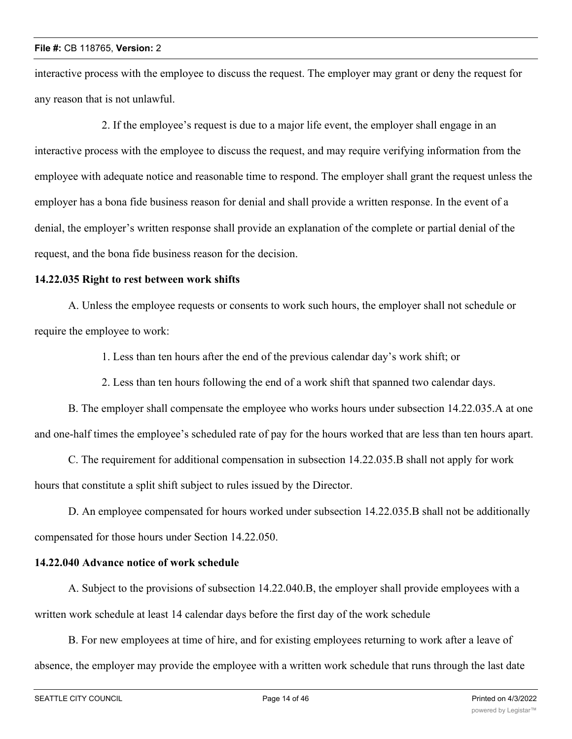interactive process with the employee to discuss the request. The employer may grant or deny the request for any reason that is not unlawful.

2. If the employee's request is due to a major life event, the employer shall engage in an interactive process with the employee to discuss the request, and may require verifying information from the employee with adequate notice and reasonable time to respond. The employer shall grant the request unless the employer has a bona fide business reason for denial and shall provide a written response. In the event of a denial, the employer's written response shall provide an explanation of the complete or partial denial of the request, and the bona fide business reason for the decision.

**14.22.035 Right to rest between work shifts**

A. Unless the employee requests or consents to work such hours, the employer shall not schedule or require the employee to work:

1. Less than ten hours after the end of the previous calendar day's work shift; or

2. Less than ten hours following the end of a work shift that spanned two calendar days.

B. The employer shall compensate the employee who works hours under subsection 14.22.035.A at one and one-half times the employee's scheduled rate of pay for the hours worked that are less than ten hours apart.

C. The requirement for additional compensation in subsection 14.22.035.B shall not apply for work hours that constitute a split shift subject to rules issued by the Director.

D. An employee compensated for hours worked under subsection 14.22.035.B shall not be additionally compensated for those hours under Section 14.22.050.

**14.22.040 Advance notice of work schedule**

A. Subject to the provisions of subsection 14.22.040.B, the employer shall provide employees with a written work schedule at least 14 calendar days before the first day of the work schedule

B. For new employees at time of hire, and for existing employees returning to work after a leave of absence, the employer may provide the employee with a written work schedule that runs through the last date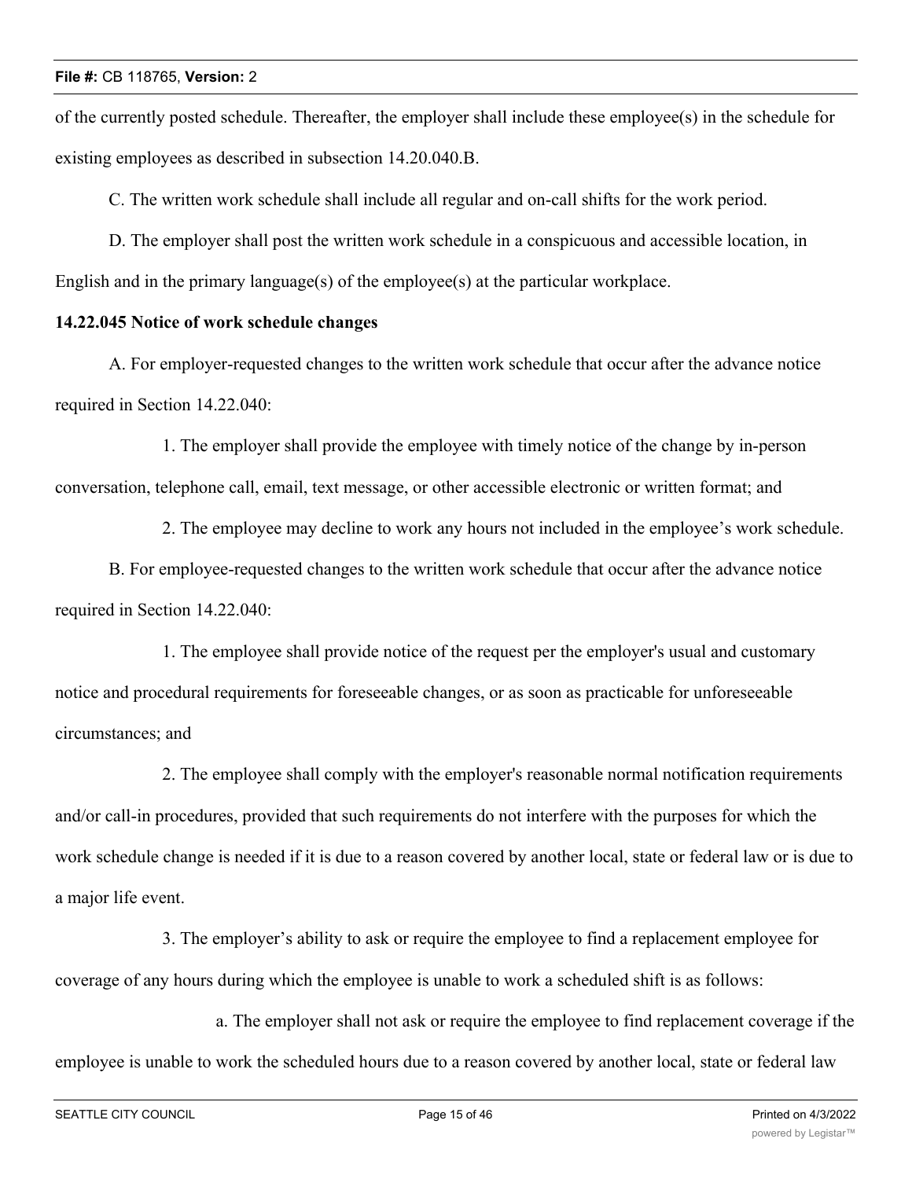of the currently posted schedule. Thereafter, the employer shall include these employee(s) in the schedule for existing employees as described in subsection 14.20.040.B.

C. The written work schedule shall include all regular and on-call shifts for the work period.

D. The employer shall post the written work schedule in a conspicuous and accessible location, in English and in the primary language(s) of the employee(s) at the particular workplace.

**14.22.045 Notice of work schedule changes**

A. For employer-requested changes to the written work schedule that occur after the advance notice required in Section 14.22.040:

1. The employer shall provide the employee with timely notice of the change by in-person conversation, telephone call, email, text message, or other accessible electronic or written format; and

2. The employee may decline to work any hours not included in the employee's work schedule.

B. For employee-requested changes to the written work schedule that occur after the advance notice required in Section 14.22.040:

1. The employee shall provide notice of the request per the employer's usual and customary notice and procedural requirements for foreseeable changes, or as soon as practicable for unforeseeable circumstances; and

2. The employee shall comply with the employer's reasonable normal notification requirements and/or call-in procedures, provided that such requirements do not interfere with the purposes for which the work schedule change is needed if it is due to a reason covered by another local, state or federal law or is due to a major life event.

3. The employer's ability to ask or require the employee to find a replacement employee for coverage of any hours during which the employee is unable to work a scheduled shift is as follows:

a. The employer shall not ask or require the employee to find replacement coverage if the employee is unable to work the scheduled hours due to a reason covered by another local, state or federal law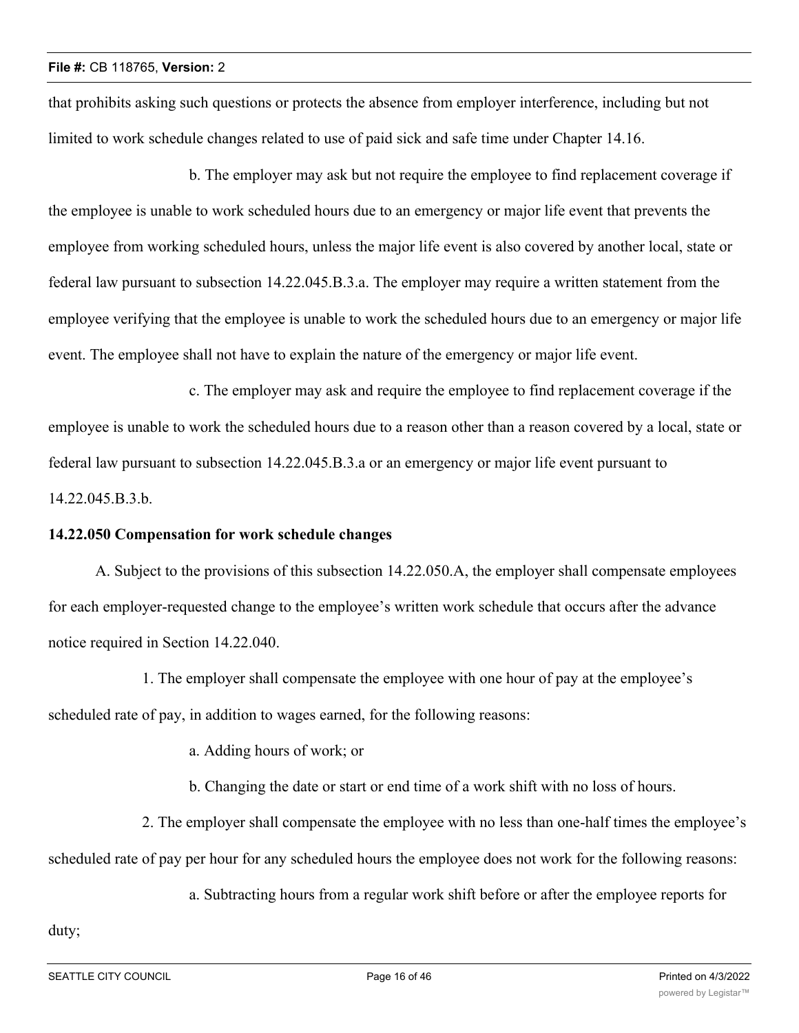that prohibits asking such questions or protects the absence from employer interference, including but not limited to work schedule changes related to use of paid sick and safe time under Chapter 14.16.

b. The employer may ask but not require the employee to find replacement coverage if the employee is unable to work scheduled hours due to an emergency or major life event that prevents the employee from working scheduled hours, unless the major life event is also covered by another local, state or federal law pursuant to subsection 14.22.045.B.3.a. The employer may require a written statement from the employee verifying that the employee is unable to work the scheduled hours due to an emergency or major life event. The employee shall not have to explain the nature of the emergency or major life event.

c. The employer may ask and require the employee to find replacement coverage if the employee is unable to work the scheduled hours due to a reason other than a reason covered by a local, state or federal law pursuant to subsection 14.22.045.B.3.a or an emergency or major life event pursuant to 14.22.045.B.3.b.

**14.22.050 Compensation for work schedule changes**

A. Subject to the provisions of this subsection 14.22.050.A, the employer shall compensate employees for each employer-requested change to the employee's written work schedule that occurs after the advance notice required in Section 14.22.040.

1. The employer shall compensate the employee with one hour of pay at the employee's scheduled rate of pay, in addition to wages earned, for the following reasons:

a. Adding hours of work; or

b. Changing the date or start or end time of a work shift with no loss of hours.

2. The employer shall compensate the employee with no less than one-half times the employee's scheduled rate of pay per hour for any scheduled hours the employee does not work for the following reasons:

a. Subtracting hours from a regular work shift before or after the employee reports for duty;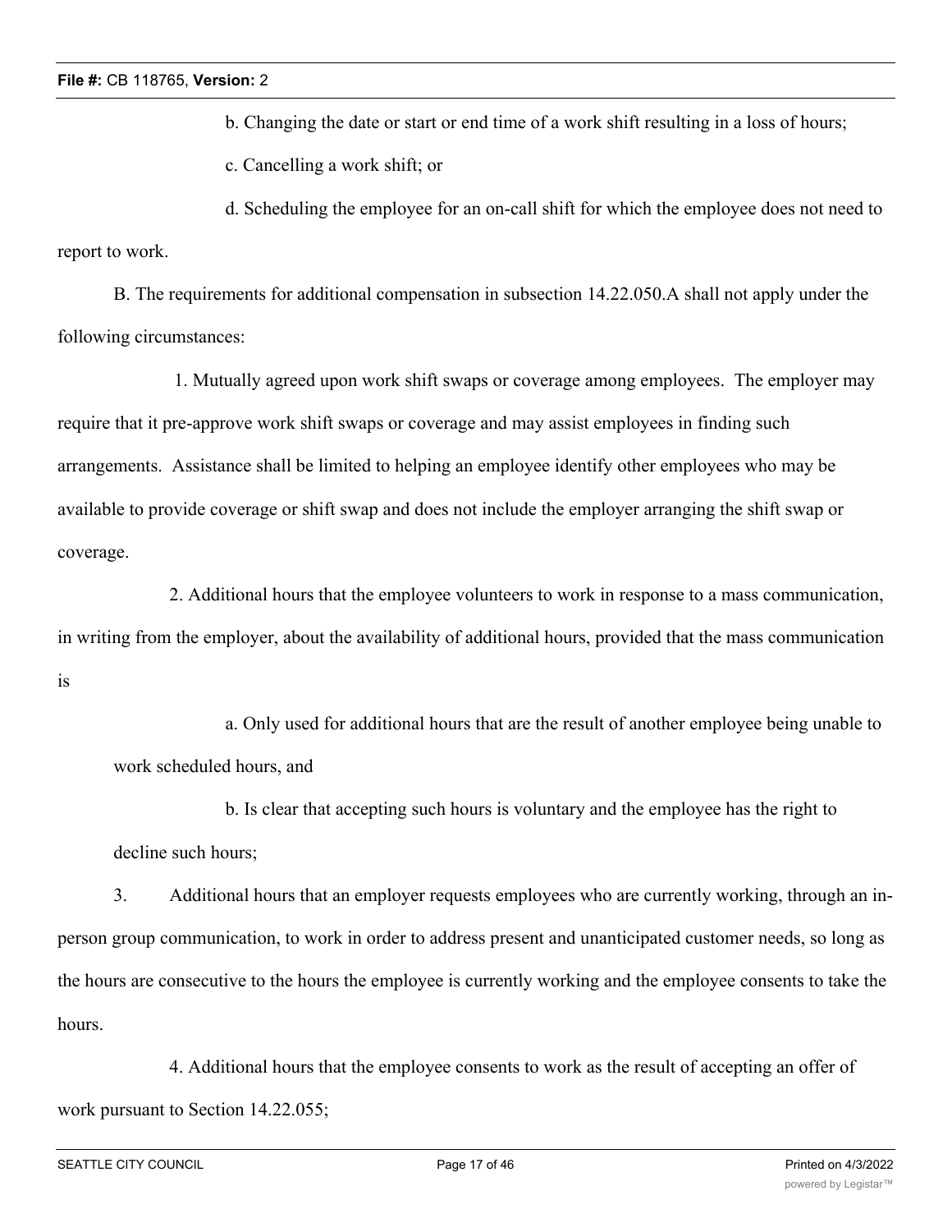b. Changing the date or start or end time of a work shift resulting in a loss of hours;

c. Cancelling a work shift; or

d. Scheduling the employee for an on-call shift for which the employee does not need to report to work.

B. The requirements for additional compensation in subsection 14.22.050.A shall not apply under the following circumstances:

1. Mutually agreed upon work shift swaps or coverage among employees. The employer may require that it pre-approve work shift swaps or coverage and may assist employees in finding such arrangements. Assistance shall be limited to helping an employee identify other employees who may be available to provide coverage or shift swap and does not include the employer arranging the shift swap or coverage.

2. Additional hours that the employee volunteers to work in response to a mass communication, in writing from the employer, about the availability of additional hours, provided that the mass communication is

a. Only used for additional hours that are the result of another employee being unable to work scheduled hours, and

b. Is clear that accepting such hours is voluntary and the employee has the right to decline such hours;

3. Additional hours that an employer requests employees who are currently working, through an in-person group communication, to work in order to address present and unanticipated customer needs, so long as the hours are consecutive to the hours the employee is currently working and the employee consents to take the hours.

4. Additional hours that the employee consents to work as the result of accepting an offer of work pursuant to Section 14.22.055;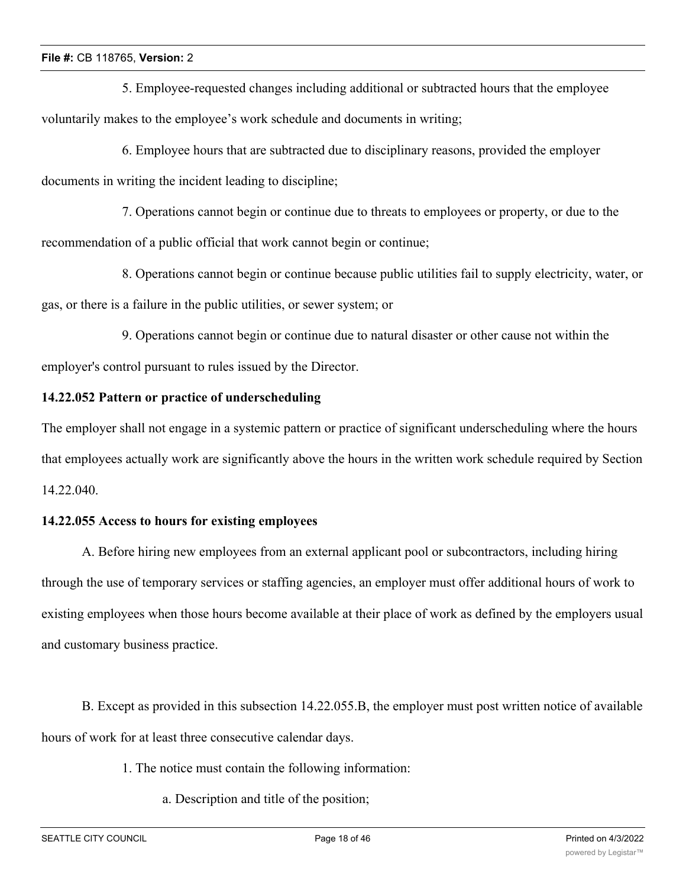5. Employee-requested changes including additional or subtracted hours that the employee voluntarily makes to the employee's work schedule and documents in writing;

6. Employee hours that are subtracted due to disciplinary reasons, provided the employer documents in writing the incident leading to discipline;

7. Operations cannot begin or continue due to threats to employees or property, or due to the recommendation of a public official that work cannot begin or continue;

8. Operations cannot begin or continue because public utilities fail to supply electricity, water, or gas, or there is a failure in the public utilities, or sewer system; or

9. Operations cannot begin or continue due to natural disaster or other cause not within the employer's control pursuant to rules issued by the Director.

**14.22.052 Pattern or practice of underscheduling**

The employer shall not engage in a systemic pattern or practice of significant underscheduling where the hours that employees actually work are significantly above the hours in the written work schedule required by Section 14.22.040.

**14.22.055 Access to hours for existing employees**

A. Before hiring new employees from an external applicant pool or subcontractors, including hiring through the use of temporary services or staffing agencies, an employer must offer additional hours of work to existing employees when those hours become available at their place of work as defined by the employers usual and customary business practice.

B. Except as provided in this subsection 14.22.055.B, the employer must post written notice of available hours of work for at least three consecutive calendar days.

1. The notice must contain the following information:

a. Description and title of the position;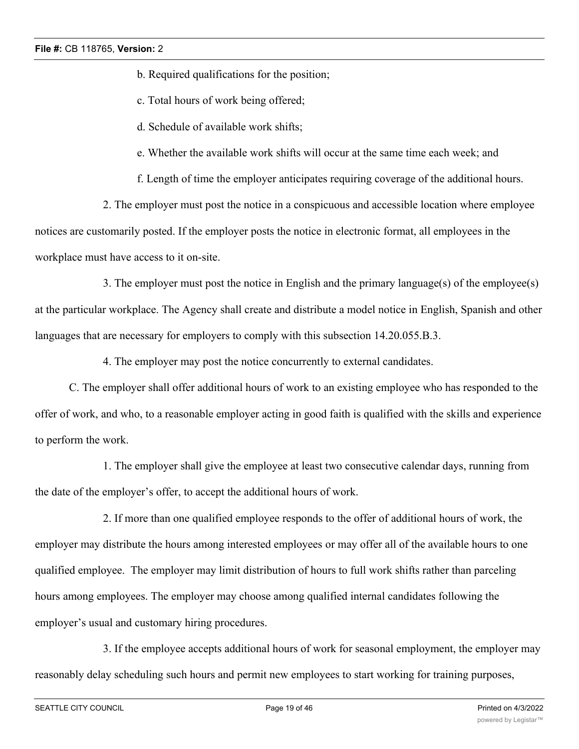b. Required qualifications for the position;

c. Total hours of work being offered;

d. Schedule of available work shifts;

e. Whether the available work shifts will occur at the same time each week; and

f. Length of time the employer anticipates requiring coverage of the additional hours.

2. The employer must post the notice in a conspicuous and accessible location where employee notices are customarily posted. If the employer posts the notice in electronic format, all employees in the workplace must have access to it on-site.

3. The employer must post the notice in English and the primary language(s) of the employee(s) at the particular workplace. The Agency shall create and distribute a model notice in English, Spanish and other languages that are necessary for employers to comply with this subsection 14.20.055.B.3.

4. The employer may post the notice concurrently to external candidates.

C. The employer shall offer additional hours of work to an existing employee who has responded to the offer of work, and who, to a reasonable employer acting in good faith is qualified with the skills and experience to perform the work.

1. The employer shall give the employee at least two consecutive calendar days, running from the date of the employer's offer, to accept the additional hours of work.

2. If more than one qualified employee responds to the offer of additional hours of work, the employer may distribute the hours among interested employees or may offer all of the available hours to one qualified employee. The employer may limit distribution of hours to full work shifts rather than parceling hours among employees. The employer may choose among qualified internal candidates following the employer's usual and customary hiring procedures.

3. If the employee accepts additional hours of work for seasonal employment, the employer may reasonably delay scheduling such hours and permit new employees to start working for training purposes,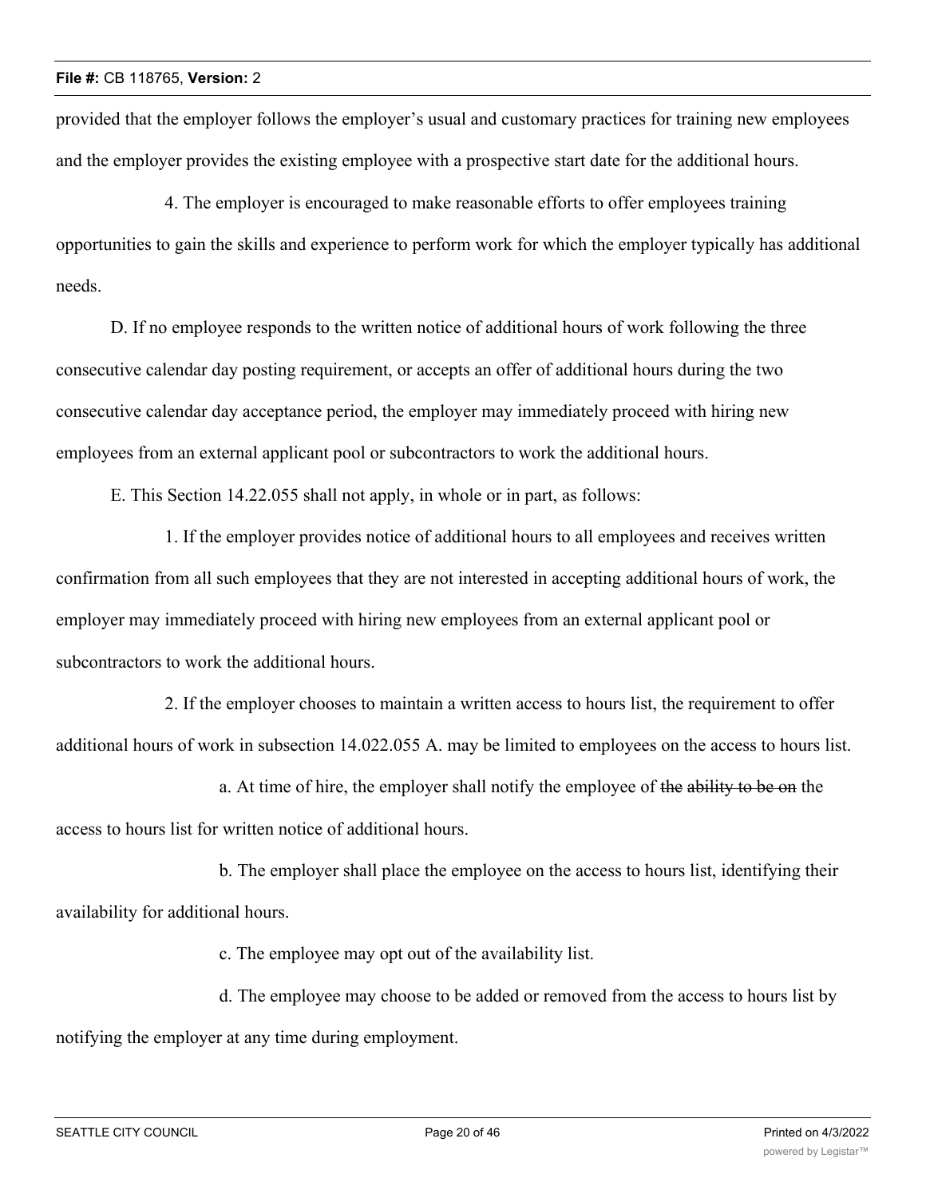provided that the employer follows the employer's usual and customary practices for training new employees and the employer provides the existing employee with a prospective start date for the additional hours.

4. The employer is encouraged to make reasonable efforts to offer employees training opportunities to gain the skills and experience to perform work for which the employer typically has additional needs.

D. If no employee responds to the written notice of additional hours of work following the three consecutive calendar day posting requirement, or accepts an offer of additional hours during the two consecutive calendar day acceptance period, the employer may immediately proceed with hiring new employees from an external applicant pool or subcontractors to work the additional hours.

E. This Section 14.22.055 shall not apply, in whole or in part, as follows:

1. If the employer provides notice of additional hours to all employees and receives written confirmation from all such employees that they are not interested in accepting additional hours of work, the employer may immediately proceed with hiring new employees from an external applicant pool or subcontractors to work the additional hours.

2. If the employer chooses to maintain a written access to hours list, the requirement to offer additional hours of work in subsection 14.022.055 A. may be limited to employees on the access to hours list.

a. At time of hire, the employer shall notify the employee of ~~the ability to be on~~ the access to hours list for written notice of additional hours.

b. The employer shall place the employee on the access to hours list, identifying their availability for additional hours.

c. The employee may opt out of the availability list.

d. The employee may choose to be added or removed from the access to hours list by notifying the employer at any time during employment.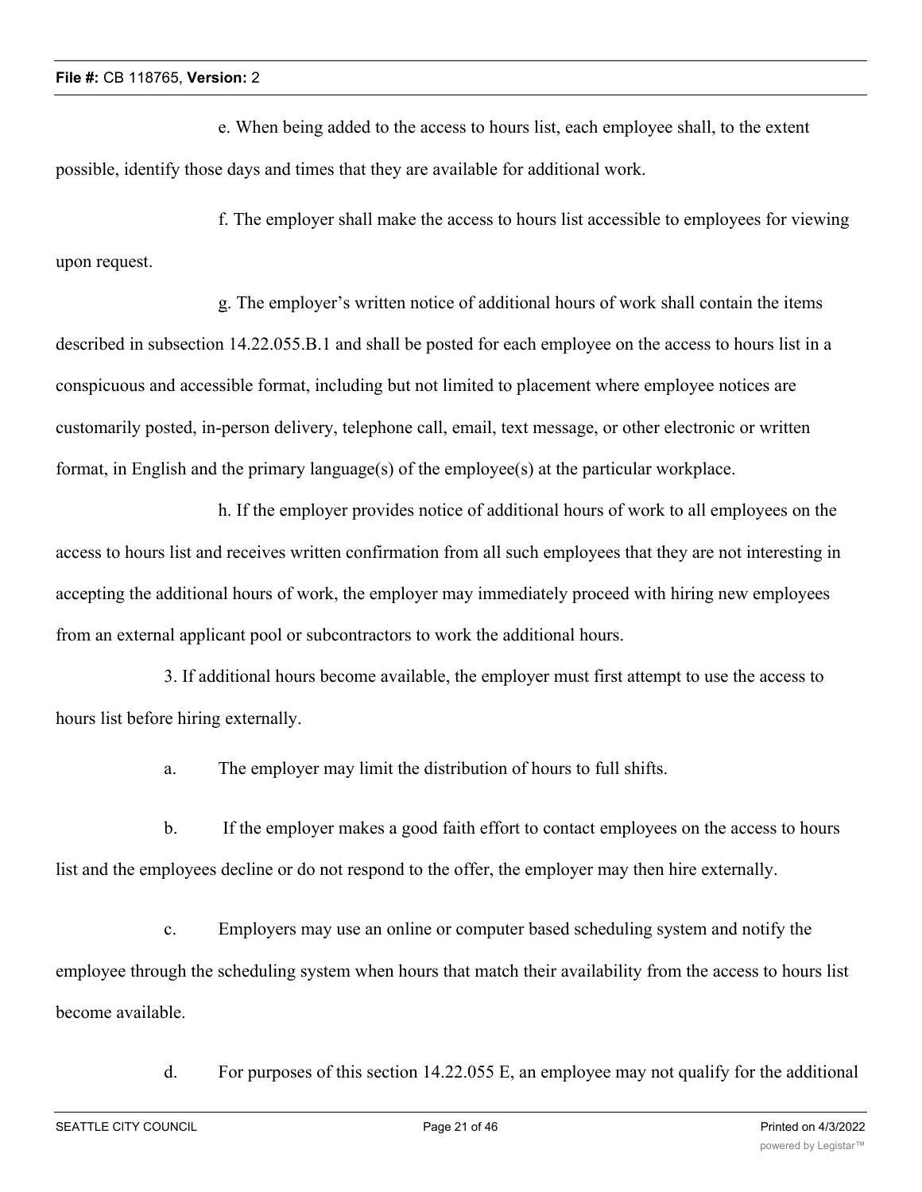e. When being added to the access to hours list, each employee shall, to the extent possible, identify those days and times that they are available for additional work.

f. The employer shall make the access to hours list accessible to employees for viewing upon request.

g. The employer's written notice of additional hours of work shall contain the items described in subsection 14.22.055.B.1 and shall be posted for each employee on the access to hours list in a conspicuous and accessible format, including but not limited to placement where employee notices are customarily posted, in-person delivery, telephone call, email, text message, or other electronic or written format, in English and the primary language(s) of the employee(s) at the particular workplace.

h. If the employer provides notice of additional hours of work to all employees on the access to hours list and receives written confirmation from all such employees that they are not interesting in accepting the additional hours of work, the employer may immediately proceed with hiring new employees from an external applicant pool or subcontractors to work the additional hours.

3. If additional hours become available, the employer must first attempt to use the access to hours list before hiring externally.

a. The employer may limit the distribution of hours to full shifts.

b. If the employer makes a good faith effort to contact employees on the access to hours list and the employees decline or do not respond to the offer, the employer may then hire externally.

c. Employers may use an online or computer based scheduling system and notify the employee through the scheduling system when hours that match their availability from the access to hours list become available.

d. For purposes of this section 14.22.055 E, an employee may not qualify for the additional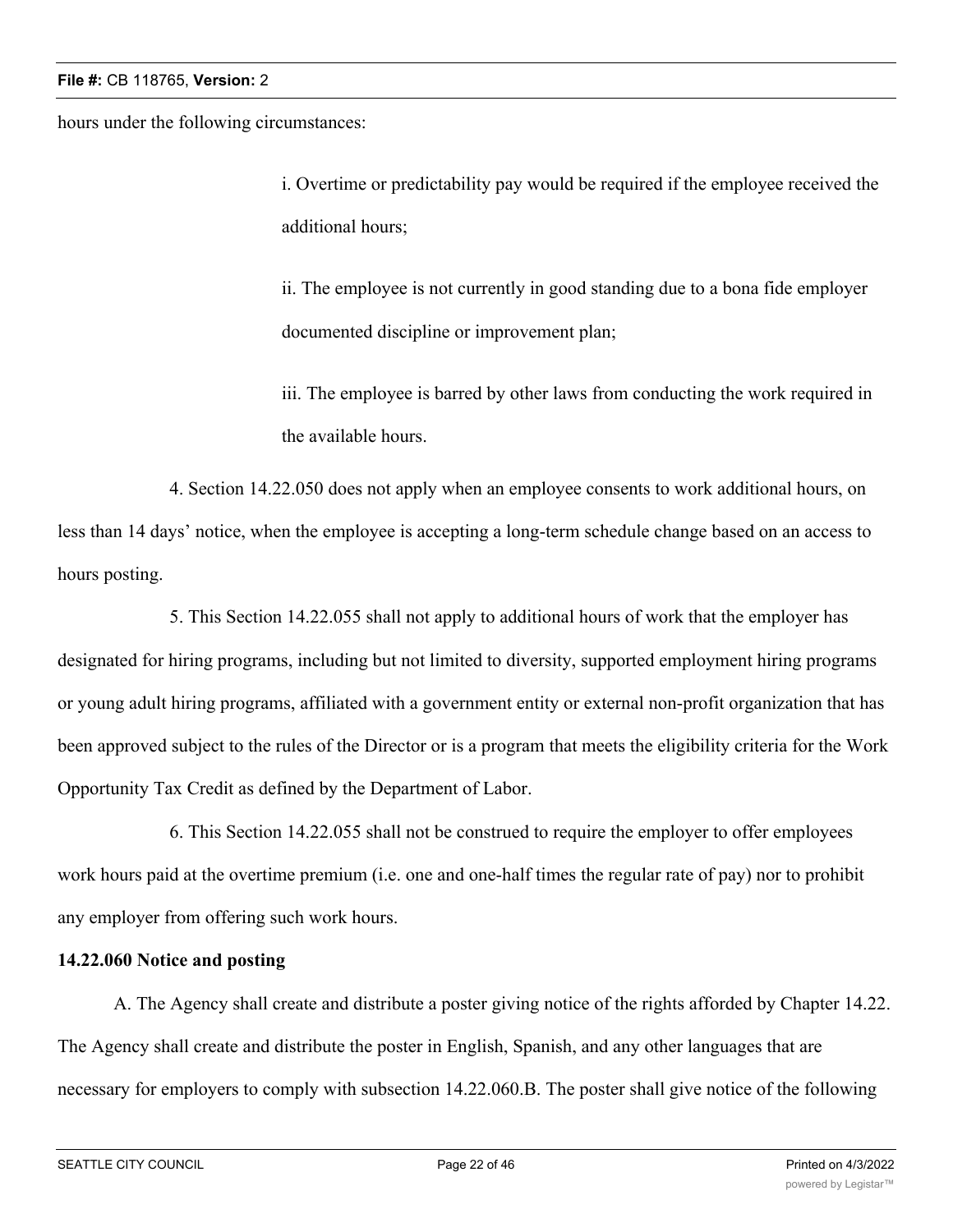hours under the following circumstances:

i. Overtime or predictability pay would be required if the employee received the additional hours;

ii. The employee is not currently in good standing due to a bona fide employer documented discipline or improvement plan;

iii. The employee is barred by other laws from conducting the work required in the available hours.

4. Section 14.22.050 does not apply when an employee consents to work additional hours, on less than 14 days' notice, when the employee is accepting a long-term schedule change based on an access to hours posting.

5. This Section 14.22.055 shall not apply to additional hours of work that the employer has designated for hiring programs, including but not limited to diversity, supported employment hiring programs or young adult hiring programs, affiliated with a government entity or external non-profit organization that has been approved subject to the rules of the Director or is a program that meets the eligibility criteria for the Work Opportunity Tax Credit as defined by the Department of Labor.

6. This Section 14.22.055 shall not be construed to require the employer to offer employees work hours paid at the overtime premium (i.e. one and one-half times the regular rate of pay) nor to prohibit any employer from offering such work hours.

**14.22.060 Notice and posting**

A. The Agency shall create and distribute a poster giving notice of the rights afforded by Chapter 14.22. The Agency shall create and distribute the poster in English, Spanish, and any other languages that are necessary for employers to comply with subsection 14.22.060.B. The poster shall give notice of the following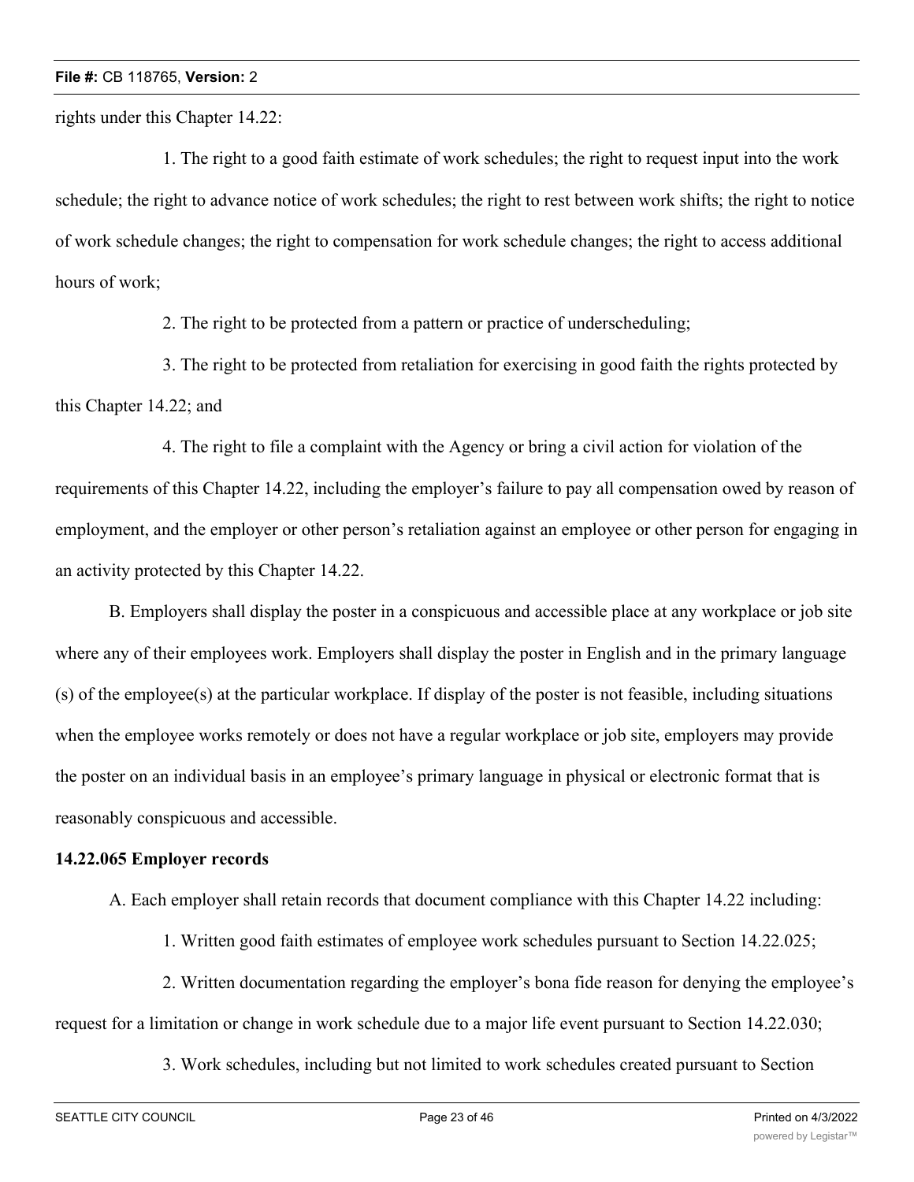rights under this Chapter 14.22:

1. The right to a good faith estimate of work schedules; the right to request input into the work schedule; the right to advance notice of work schedules; the right to rest between work shifts; the right to notice of work schedule changes; the right to compensation for work schedule changes; the right to access additional hours of work;

2. The right to be protected from a pattern or practice of underscheduling;

3. The right to be protected from retaliation for exercising in good faith the rights protected by this Chapter 14.22; and

4. The right to file a complaint with the Agency or bring a civil action for violation of the requirements of this Chapter 14.22, including the employer's failure to pay all compensation owed by reason of employment, and the employer or other person's retaliation against an employee or other person for engaging in an activity protected by this Chapter 14.22.

B. Employers shall display the poster in a conspicuous and accessible place at any workplace or job site where any of their employees work. Employers shall display the poster in English and in the primary language (s) of the employee(s) at the particular workplace. If display of the poster is not feasible, including situations when the employee works remotely or does not have a regular workplace or job site, employers may provide the poster on an individual basis in an employee's primary language in physical or electronic format that is reasonably conspicuous and accessible.

**14.22.065 Employer records**

A. Each employer shall retain records that document compliance with this Chapter 14.22 including:

1. Written good faith estimates of employee work schedules pursuant to Section 14.22.025;

2. Written documentation regarding the employer's bona fide reason for denying the employee's request for a limitation or change in work schedule due to a major life event pursuant to Section 14.22.030;

3. Work schedules, including but not limited to work schedules created pursuant to Section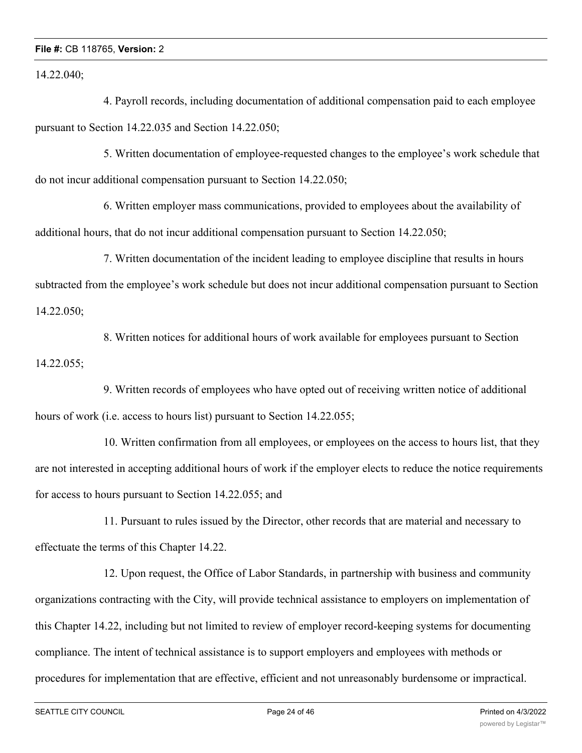14.22.040;

4. Payroll records, including documentation of additional compensation paid to each employee pursuant to Section 14.22.035 and Section 14.22.050;

5. Written documentation of employee-requested changes to the employee's work schedule that do not incur additional compensation pursuant to Section 14.22.050;

6. Written employer mass communications, provided to employees about the availability of additional hours, that do not incur additional compensation pursuant to Section 14.22.050;

7. Written documentation of the incident leading to employee discipline that results in hours subtracted from the employee's work schedule but does not incur additional compensation pursuant to Section 14.22.050;

8. Written notices for additional hours of work available for employees pursuant to Section 14.22.055;

9. Written records of employees who have opted out of receiving written notice of additional hours of work (i.e. access to hours list) pursuant to Section 14.22.055;

10. Written confirmation from all employees, or employees on the access to hours list, that they are not interested in accepting additional hours of work if the employer elects to reduce the notice requirements for access to hours pursuant to Section 14.22.055; and

11. Pursuant to rules issued by the Director, other records that are material and necessary to effectuate the terms of this Chapter 14.22.

12. Upon request, the Office of Labor Standards, in partnership with business and community organizations contracting with the City, will provide technical assistance to employers on implementation of this Chapter 14.22, including but not limited to review of employer record-keeping systems for documenting compliance. The intent of technical assistance is to support employers and employees with methods or procedures for implementation that are effective, efficient and not unreasonably burdensome or impractical.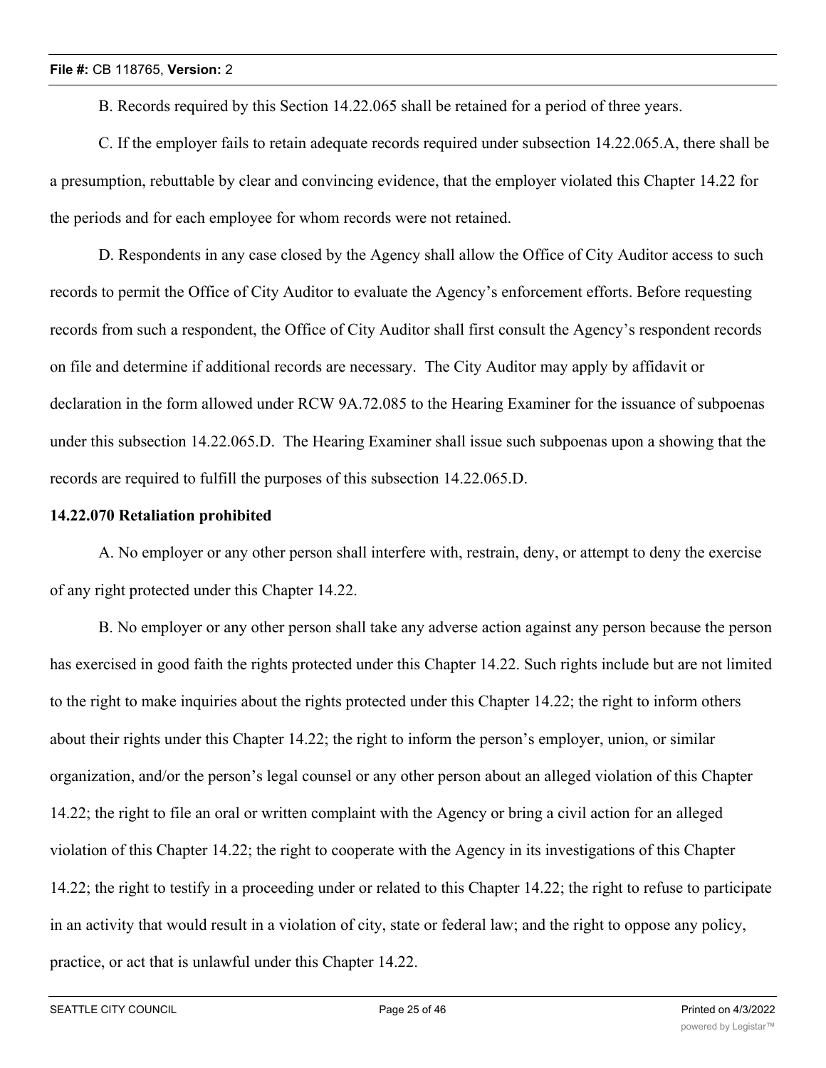B. Records required by this Section 14.22.065 shall be retained for a period of three years.

C. If the employer fails to retain adequate records required under subsection 14.22.065.A, there shall be a presumption, rebuttable by clear and convincing evidence, that the employer violated this Chapter 14.22 for the periods and for each employee for whom records were not retained.

D. Respondents in any case closed by the Agency shall allow the Office of City Auditor access to such records to permit the Office of City Auditor to evaluate the Agency's enforcement efforts. Before requesting records from such a respondent, the Office of City Auditor shall first consult the Agency's respondent records on file and determine if additional records are necessary. The City Auditor may apply by affidavit or declaration in the form allowed under RCW 9A.72.085 to the Hearing Examiner for the issuance of subpoenas under this subsection 14.22.065.D. The Hearing Examiner shall issue such subpoenas upon a showing that the records are required to fulfill the purposes of this subsection 14.22.065.D.

**14.22.070 Retaliation prohibited**

A. No employer or any other person shall interfere with, restrain, deny, or attempt to deny the exercise of any right protected under this Chapter 14.22.

B. No employer or any other person shall take any adverse action against any person because the person has exercised in good faith the rights protected under this Chapter 14.22. Such rights include but are not limited to the right to make inquiries about the rights protected under this Chapter 14.22; the right to inform others about their rights under this Chapter 14.22; the right to inform the person's employer, union, or similar organization, and/or the person's legal counsel or any other person about an alleged violation of this Chapter 14.22; the right to file an oral or written complaint with the Agency or bring a civil action for an alleged violation of this Chapter 14.22; the right to cooperate with the Agency in its investigations of this Chapter 14.22; the right to testify in a proceeding under or related to this Chapter 14.22; the right to refuse to participate in an activity that would result in a violation of city, state or federal law; and the right to oppose any policy, practice, or act that is unlawful under this Chapter 14.22.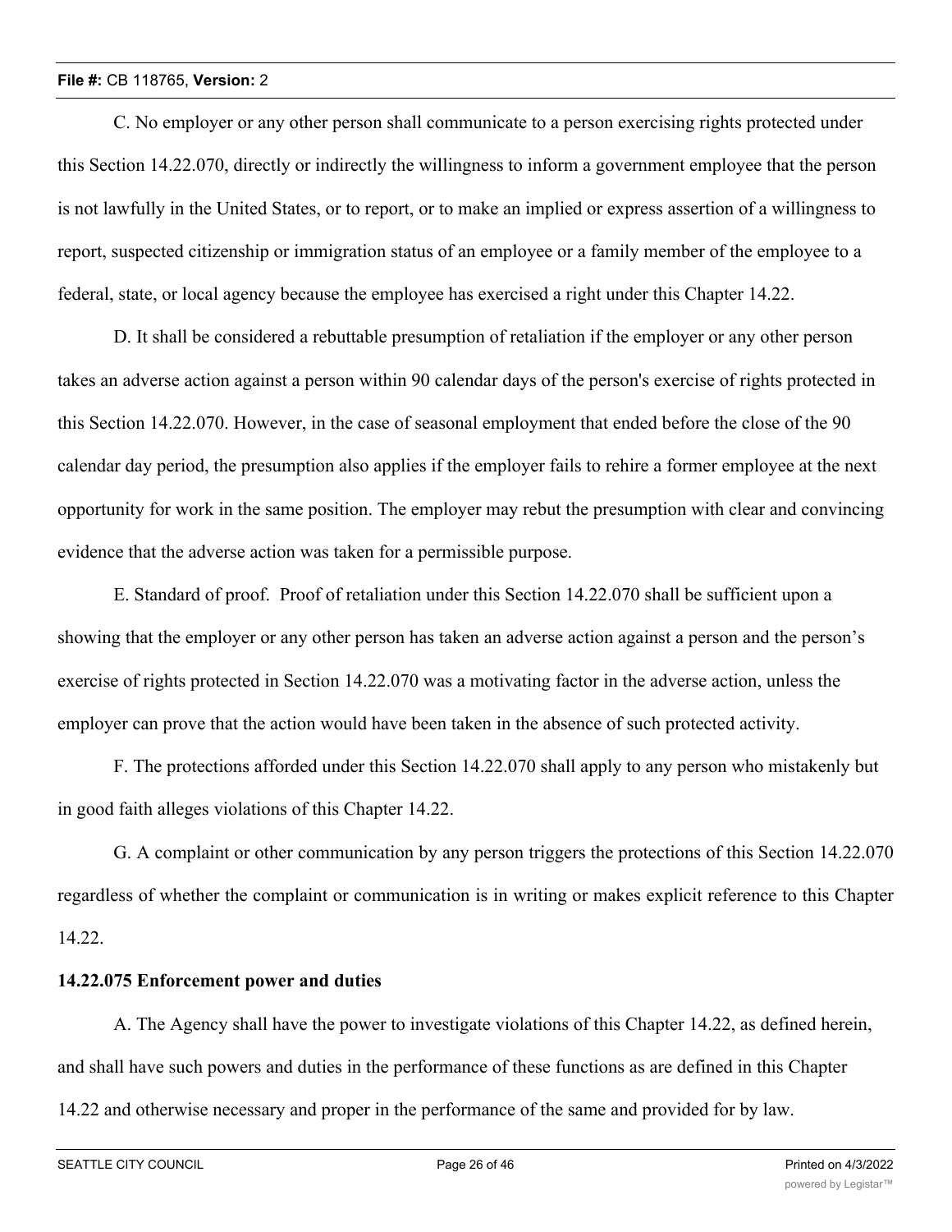C. No employer or any other person shall communicate to a person exercising rights protected under this Section 14.22.070, directly or indirectly the willingness to inform a government employee that the person is not lawfully in the United States, or to report, or to make an implied or express assertion of a willingness to report, suspected citizenship or immigration status of an employee or a family member of the employee to a federal, state, or local agency because the employee has exercised a right under this Chapter 14.22.

D. It shall be considered a rebuttable presumption of retaliation if the employer or any other person takes an adverse action against a person within 90 calendar days of the person's exercise of rights protected in this Section 14.22.070. However, in the case of seasonal employment that ended before the close of the 90 calendar day period, the presumption also applies if the employer fails to rehire a former employee at the next opportunity for work in the same position. The employer may rebut the presumption with clear and convincing evidence that the adverse action was taken for a permissible purpose.

E. Standard of proof. Proof of retaliation under this Section 14.22.070 shall be sufficient upon a showing that the employer or any other person has taken an adverse action against a person and the person's exercise of rights protected in Section 14.22.070 was a motivating factor in the adverse action, unless the employer can prove that the action would have been taken in the absence of such protected activity.

F. The protections afforded under this Section 14.22.070 shall apply to any person who mistakenly but in good faith alleges violations of this Chapter 14.22.

G. A complaint or other communication by any person triggers the protections of this Section 14.22.070 regardless of whether the complaint or communication is in writing or makes explicit reference to this Chapter 14.22.

**14.22.075 Enforcement power and duties**

A. The Agency shall have the power to investigate violations of this Chapter 14.22, as defined herein, and shall have such powers and duties in the performance of these functions as are defined in this Chapter 14.22 and otherwise necessary and proper in the performance of the same and provided for by law.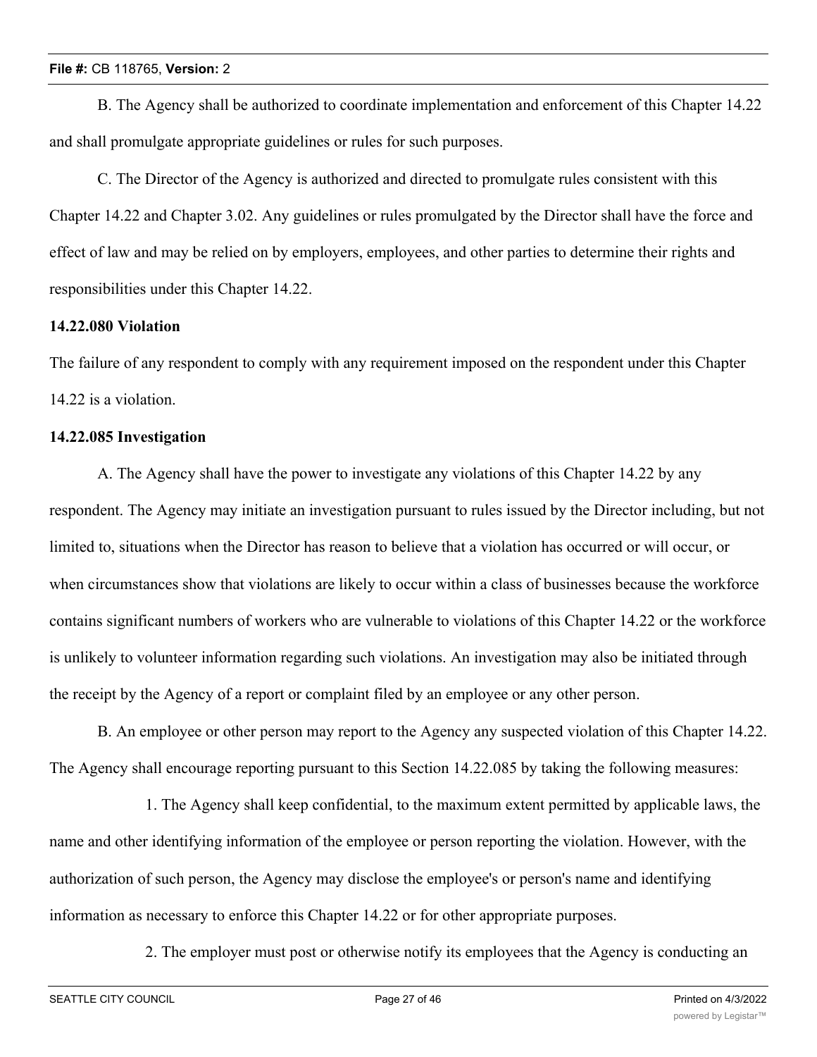B. The Agency shall be authorized to coordinate implementation and enforcement of this Chapter 14.22 and shall promulgate appropriate guidelines or rules for such purposes.

C. The Director of the Agency is authorized and directed to promulgate rules consistent with this Chapter 14.22 and Chapter 3.02. Any guidelines or rules promulgated by the Director shall have the force and effect of law and may be relied on by employers, employees, and other parties to determine their rights and responsibilities under this Chapter 14.22.

**14.22.080 Violation**

The failure of any respondent to comply with any requirement imposed on the respondent under this Chapter 14.22 is a violation.

**14.22.085 Investigation**

A. The Agency shall have the power to investigate any violations of this Chapter 14.22 by any respondent. The Agency may initiate an investigation pursuant to rules issued by the Director including, but not limited to, situations when the Director has reason to believe that a violation has occurred or will occur, or when circumstances show that violations are likely to occur within a class of businesses because the workforce contains significant numbers of workers who are vulnerable to violations of this Chapter 14.22 or the workforce is unlikely to volunteer information regarding such violations. An investigation may also be initiated through the receipt by the Agency of a report or complaint filed by an employee or any other person.

B. An employee or other person may report to the Agency any suspected violation of this Chapter 14.22. The Agency shall encourage reporting pursuant to this Section 14.22.085 by taking the following measures:

1. The Agency shall keep confidential, to the maximum extent permitted by applicable laws, the name and other identifying information of the employee or person reporting the violation. However, with the authorization of such person, the Agency may disclose the employee's or person's name and identifying information as necessary to enforce this Chapter 14.22 or for other appropriate purposes.

2. The employer must post or otherwise notify its employees that the Agency is conducting an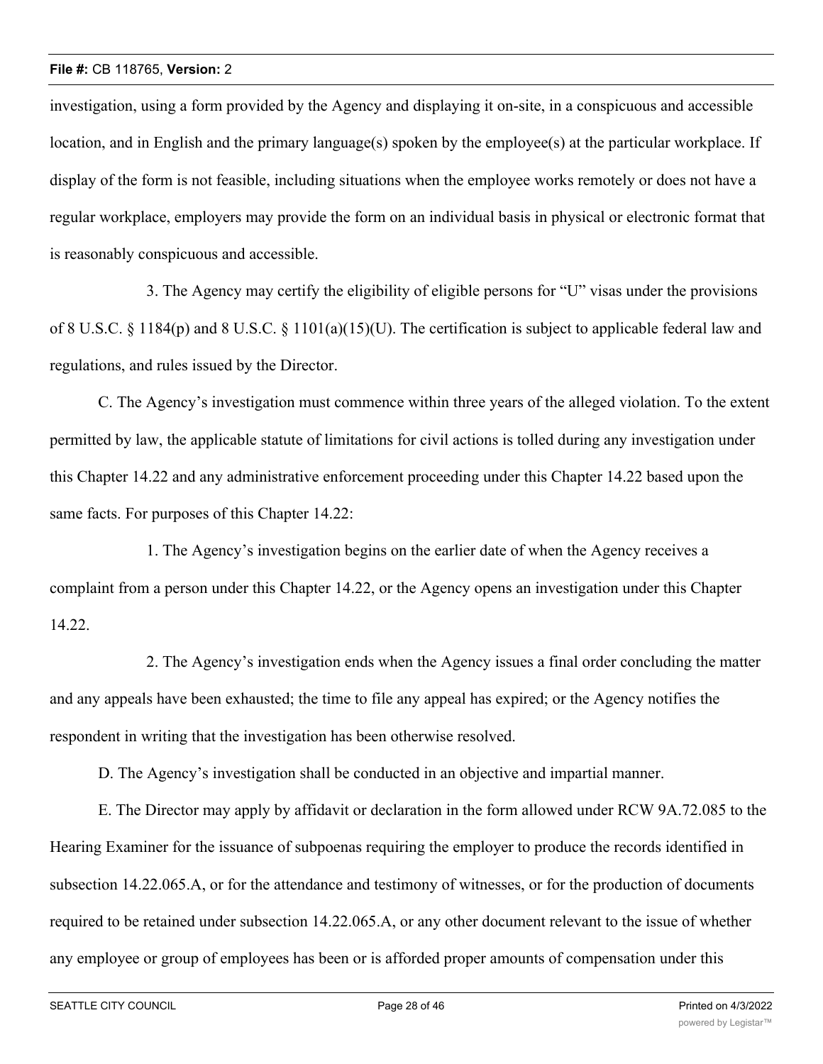investigation, using a form provided by the Agency and displaying it on-site, in a conspicuous and accessible location, and in English and the primary language(s) spoken by the employee(s) at the particular workplace. If display of the form is not feasible, including situations when the employee works remotely or does not have a regular workplace, employers may provide the form on an individual basis in physical or electronic format that is reasonably conspicuous and accessible.

3. The Agency may certify the eligibility of eligible persons for "U" visas under the provisions of 8 U.S.C. § 1184(p) and 8 U.S.C. § 1101(a)(15)(U). The certification is subject to applicable federal law and regulations, and rules issued by the Director.

C. The Agency's investigation must commence within three years of the alleged violation. To the extent permitted by law, the applicable statute of limitations for civil actions is tolled during any investigation under this Chapter 14.22 and any administrative enforcement proceeding under this Chapter 14.22 based upon the same facts. For purposes of this Chapter 14.22:

1. The Agency's investigation begins on the earlier date of when the Agency receives a complaint from a person under this Chapter 14.22, or the Agency opens an investigation under this Chapter 14.22.

2. The Agency's investigation ends when the Agency issues a final order concluding the matter and any appeals have been exhausted; the time to file any appeal has expired; or the Agency notifies the respondent in writing that the investigation has been otherwise resolved.

D. The Agency's investigation shall be conducted in an objective and impartial manner.

E. The Director may apply by affidavit or declaration in the form allowed under RCW 9A.72.085 to the Hearing Examiner for the issuance of subpoenas requiring the employer to produce the records identified in subsection 14.22.065.A, or for the attendance and testimony of witnesses, or for the production of documents required to be retained under subsection 14.22.065.A, or any other document relevant to the issue of whether any employee or group of employees has been or is afforded proper amounts of compensation under this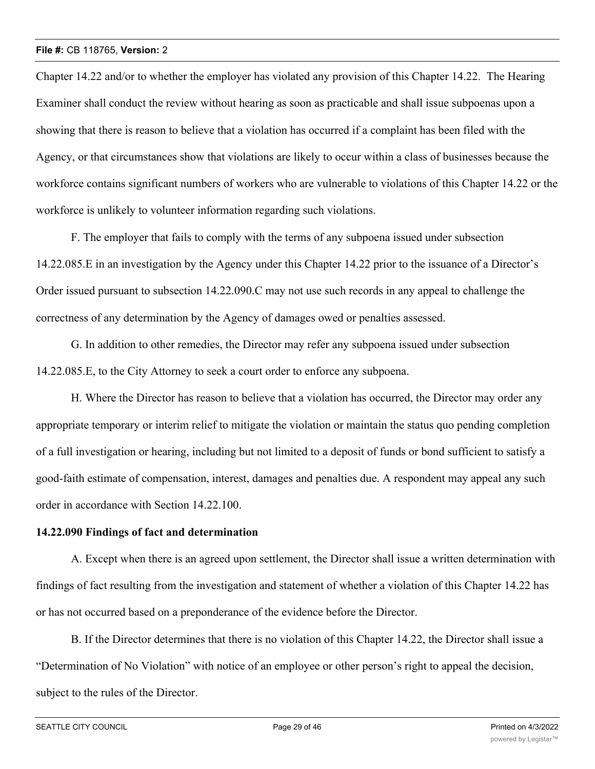Chapter 14.22 and/or to whether the employer has violated any provision of this Chapter 14.22. The Hearing Examiner shall conduct the review without hearing as soon as practicable and shall issue subpoenas upon a showing that there is reason to believe that a violation has occurred if a complaint has been filed with the Agency, or that circumstances show that violations are likely to occur within a class of businesses because the workforce contains significant numbers of workers who are vulnerable to violations of this Chapter 14.22 or the workforce is unlikely to volunteer information regarding such violations.

F. The employer that fails to comply with the terms of any subpoena issued under subsection 14.22.085.E in an investigation by the Agency under this Chapter 14.22 prior to the issuance of a Director's Order issued pursuant to subsection 14.22.090.C may not use such records in any appeal to challenge the correctness of any determination by the Agency of damages owed or penalties assessed.

G. In addition to other remedies, the Director may refer any subpoena issued under subsection 14.22.085.E, to the City Attorney to seek a court order to enforce any subpoena.

H. Where the Director has reason to believe that a violation has occurred, the Director may order any appropriate temporary or interim relief to mitigate the violation or maintain the status quo pending completion of a full investigation or hearing, including but not limited to a deposit of funds or bond sufficient to satisfy a good-faith estimate of compensation, interest, damages and penalties due. A respondent may appeal any such order in accordance with Section 14.22.100.

**14.22.090 Findings of fact and determination**

A. Except when there is an agreed upon settlement, the Director shall issue a written determination with findings of fact resulting from the investigation and statement of whether a violation of this Chapter 14.22 has or has not occurred based on a preponderance of the evidence before the Director.

B. If the Director determines that there is no violation of this Chapter 14.22, the Director shall issue a "Determination of No Violation" with notice of an employee or other person's right to appeal the decision, subject to the rules of the Director.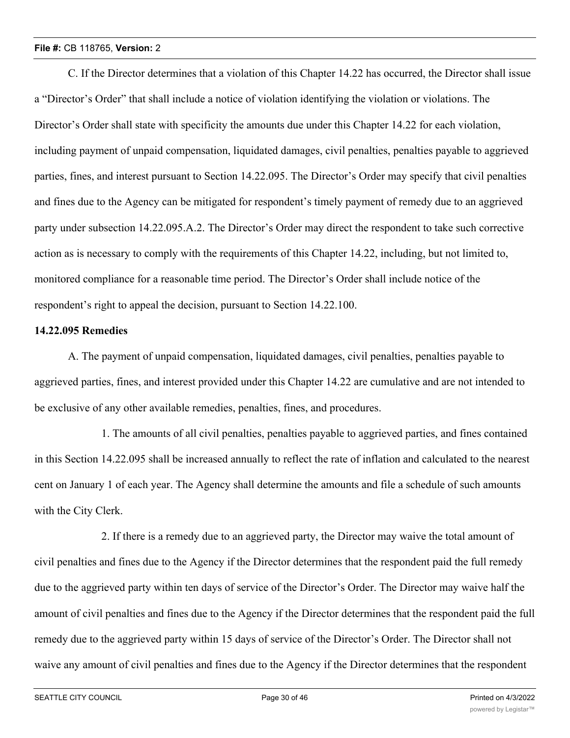C. If the Director determines that a violation of this Chapter 14.22 has occurred, the Director shall issue a "Director's Order" that shall include a notice of violation identifying the violation or violations. The Director's Order shall state with specificity the amounts due under this Chapter 14.22 for each violation, including payment of unpaid compensation, liquidated damages, civil penalties, penalties payable to aggrieved parties, fines, and interest pursuant to Section 14.22.095. The Director's Order may specify that civil penalties and fines due to the Agency can be mitigated for respondent's timely payment of remedy due to an aggrieved party under subsection 14.22.095.A.2. The Director's Order may direct the respondent to take such corrective action as is necessary to comply with the requirements of this Chapter 14.22, including, but not limited to, monitored compliance for a reasonable time period. The Director's Order shall include notice of the respondent's right to appeal the decision, pursuant to Section 14.22.100.

**14.22.095 Remedies**

A. The payment of unpaid compensation, liquidated damages, civil penalties, penalties payable to aggrieved parties, fines, and interest provided under this Chapter 14.22 are cumulative and are not intended to be exclusive of any other available remedies, penalties, fines, and procedures.

1. The amounts of all civil penalties, penalties payable to aggrieved parties, and fines contained in this Section 14.22.095 shall be increased annually to reflect the rate of inflation and calculated to the nearest cent on January 1 of each year. The Agency shall determine the amounts and file a schedule of such amounts with the City Clerk.

2. If there is a remedy due to an aggrieved party, the Director may waive the total amount of civil penalties and fines due to the Agency if the Director determines that the respondent paid the full remedy due to the aggrieved party within ten days of service of the Director's Order. The Director may waive half the amount of civil penalties and fines due to the Agency if the Director determines that the respondent paid the full remedy due to the aggrieved party within 15 days of service of the Director's Order. The Director shall not waive any amount of civil penalties and fines due to the Agency if the Director determines that the respondent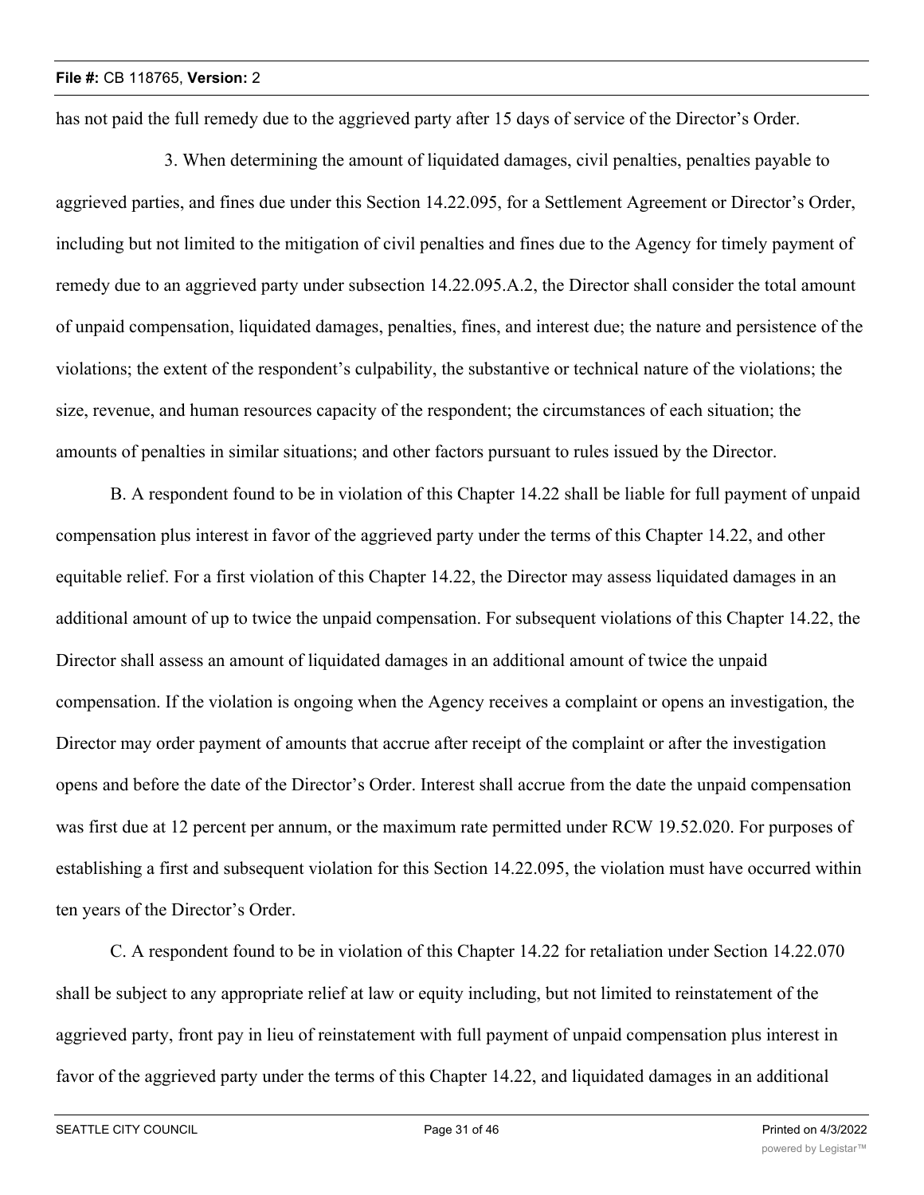has not paid the full remedy due to the aggrieved party after 15 days of service of the Director's Order.

3. When determining the amount of liquidated damages, civil penalties, penalties payable to aggrieved parties, and fines due under this Section 14.22.095, for a Settlement Agreement or Director's Order, including but not limited to the mitigation of civil penalties and fines due to the Agency for timely payment of remedy due to an aggrieved party under subsection 14.22.095.A.2, the Director shall consider the total amount of unpaid compensation, liquidated damages, penalties, fines, and interest due; the nature and persistence of the violations; the extent of the respondent's culpability, the substantive or technical nature of the violations; the size, revenue, and human resources capacity of the respondent; the circumstances of each situation; the amounts of penalties in similar situations; and other factors pursuant to rules issued by the Director.

B. A respondent found to be in violation of this Chapter 14.22 shall be liable for full payment of unpaid compensation plus interest in favor of the aggrieved party under the terms of this Chapter 14.22, and other equitable relief. For a first violation of this Chapter 14.22, the Director may assess liquidated damages in an additional amount of up to twice the unpaid compensation. For subsequent violations of this Chapter 14.22, the Director shall assess an amount of liquidated damages in an additional amount of twice the unpaid compensation. If the violation is ongoing when the Agency receives a complaint or opens an investigation, the Director may order payment of amounts that accrue after receipt of the complaint or after the investigation opens and before the date of the Director's Order. Interest shall accrue from the date the unpaid compensation was first due at 12 percent per annum, or the maximum rate permitted under RCW 19.52.020. For purposes of establishing a first and subsequent violation for this Section 14.22.095, the violation must have occurred within ten years of the Director's Order.

C. A respondent found to be in violation of this Chapter 14.22 for retaliation under Section 14.22.070 shall be subject to any appropriate relief at law or equity including, but not limited to reinstatement of the aggrieved party, front pay in lieu of reinstatement with full payment of unpaid compensation plus interest in favor of the aggrieved party under the terms of this Chapter 14.22, and liquidated damages in an additional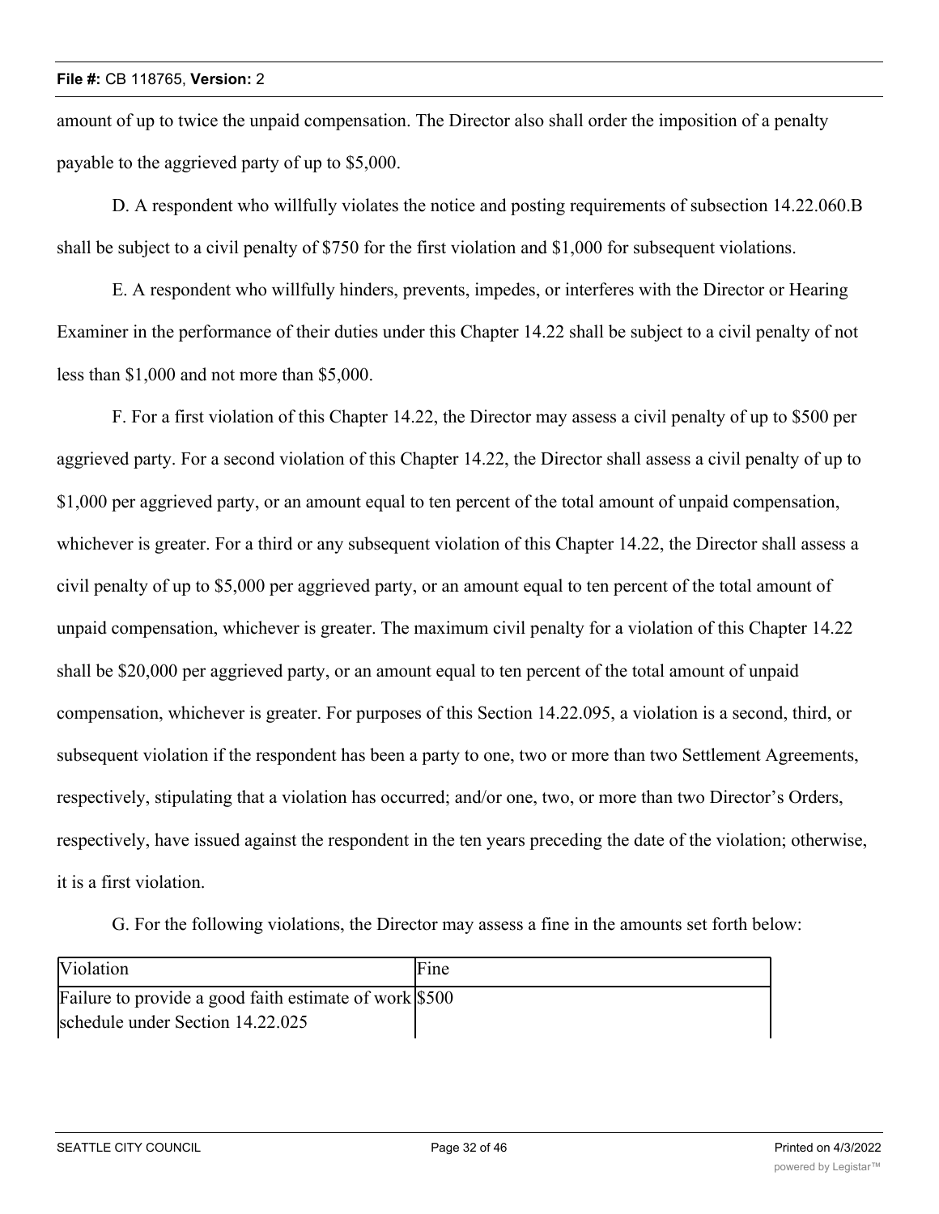amount of up to twice the unpaid compensation. The Director also shall order the imposition of a penalty payable to the aggrieved party of up to $5,000.

D. A respondent who willfully violates the notice and posting requirements of subsection 14.22.060.B shall be subject to a civil penalty of $750 for the first violation and $1,000 for subsequent violations.

E. A respondent who willfully hinders, prevents, impedes, or interferes with the Director or Hearing Examiner in the performance of their duties under this Chapter 14.22 shall be subject to a civil penalty of not less than $1,000 and not more than $5,000.

F. For a first violation of this Chapter 14.22, the Director may assess a civil penalty of up to $500 per aggrieved party. For a second violation of this Chapter 14.22, the Director shall assess a civil penalty of up to $1,000 per aggrieved party, or an amount equal to ten percent of the total amount of unpaid compensation, whichever is greater. For a third or any subsequent violation of this Chapter 14.22, the Director shall assess a civil penalty of up to $5,000 per aggrieved party, or an amount equal to ten percent of the total amount of unpaid compensation, whichever is greater. The maximum civil penalty for a violation of this Chapter 14.22 shall be $20,000 per aggrieved party, or an amount equal to ten percent of the total amount of unpaid compensation, whichever is greater. For purposes of this Section 14.22.095, a violation is a second, third, or subsequent violation if the respondent has been a party to one, two or more than two Settlement Agreements, respectively, stipulating that a violation has occurred; and/or one, two, or more than two Director's Orders, respectively, have issued against the respondent in the ten years preceding the date of the violation; otherwise, it is a first violation.

G. For the following violations, the Director may assess a fine in the amounts set forth below:

| Violation | Fine |
|---|---|
| Failure to provide a good faith estimate of work schedule under Section 14.22.025 | $500 |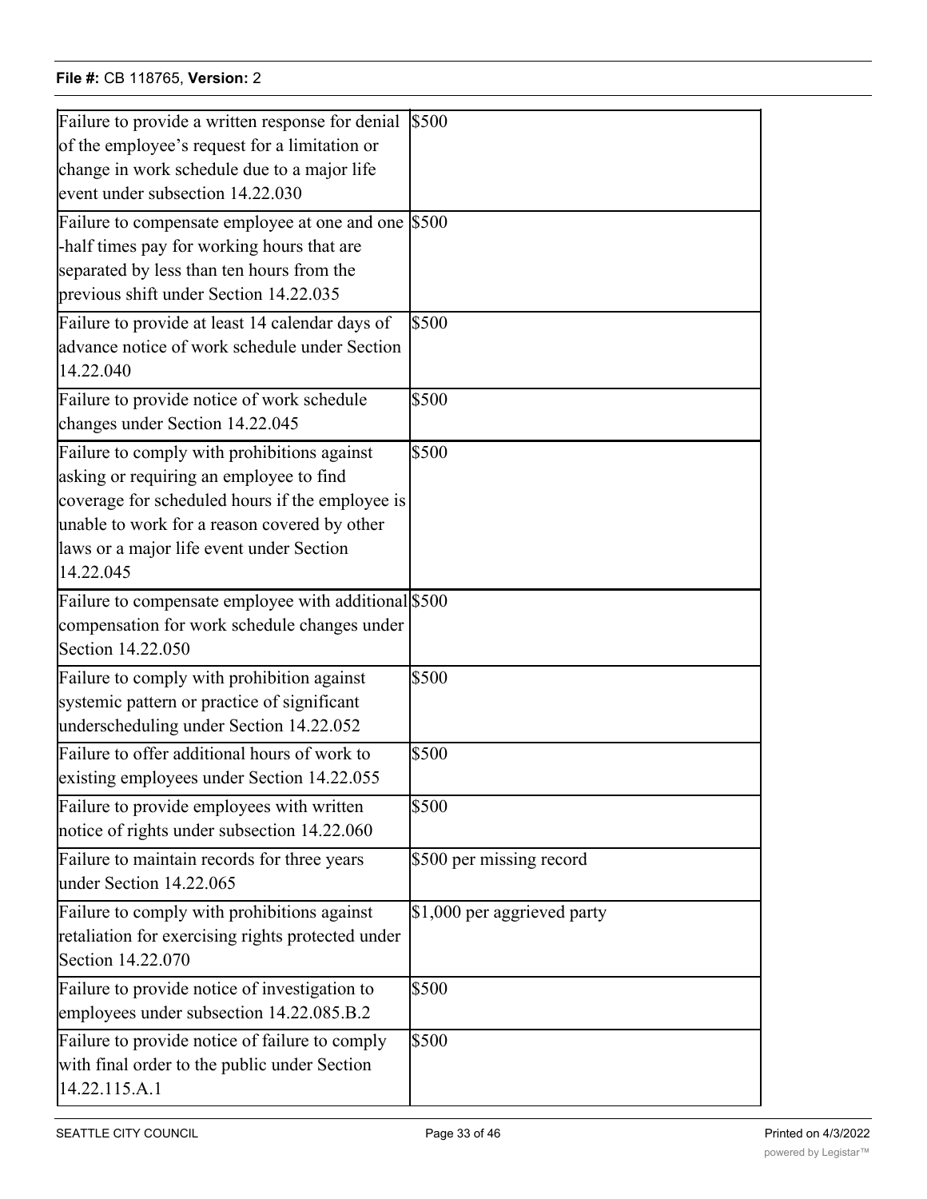| Failure to provide a written response for denial of the employee's request for a limitation or change in work schedule due to a major life event under subsection 14.22.030 | $500 |
|---|---|
| Failure to compensate employee at one and one-half times pay for working hours that are separated by less than ten hours from the previous shift under Section 14.22.035 | $500 |
| Failure to provide at least 14 calendar days of advance notice of work schedule under Section 14.22.040 | $500 |
| Failure to provide notice of work schedule changes under Section 14.22.045 | $500 |
| Failure to comply with prohibitions against asking or requiring an employee to find coverage for scheduled hours if the employee is unable to work for a reason covered by other laws or a major life event under Section 14.22.045 | $500 |
| Failure to compensate employee with additional compensation for work schedule changes under Section 14.22.050 | $500 |
| Failure to comply with prohibition against systemic pattern or practice of significant underscheduling under Section 14.22.052 | $500 |
| Failure to offer additional hours of work to existing employees under Section 14.22.055 | $500 |
| Failure to provide employees with written notice of rights under subsection 14.22.060 | $500 |
| Failure to maintain records for three years under Section 14.22.065 | $500 per missing record |
| Failure to comply with prohibitions against retaliation for exercising rights protected under Section 14.22.070 | $1,000 per aggrieved party |
| Failure to provide notice of investigation to employees under subsection 14.22.085.B.2 | $500 |
| Failure to provide notice of failure to comply with final order to the public under Section 14.22.115.A.1 | $500 |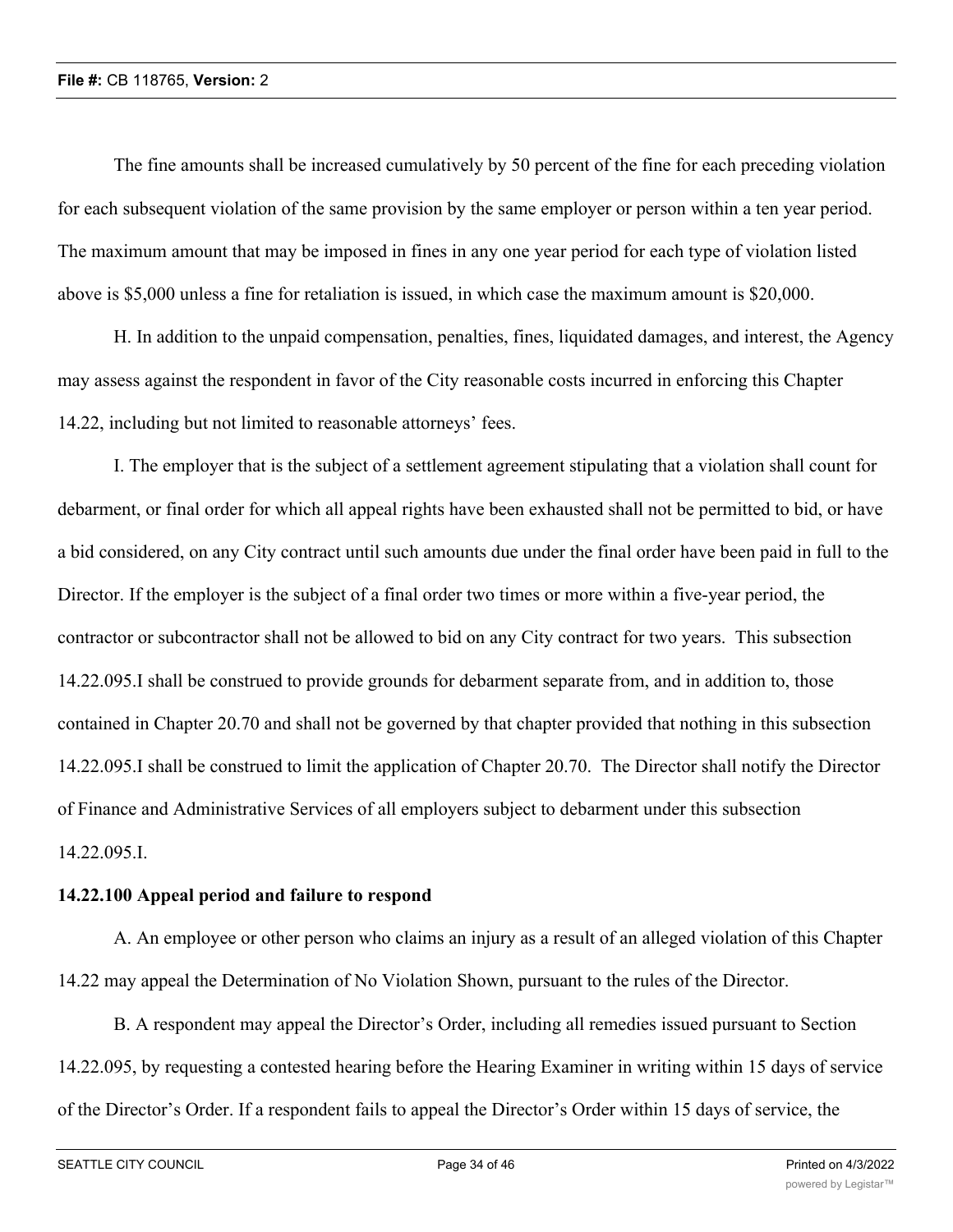The fine amounts shall be increased cumulatively by 50 percent of the fine for each preceding violation for each subsequent violation of the same provision by the same employer or person within a ten year period. The maximum amount that may be imposed in fines in any one year period for each type of violation listed above is $5,000 unless a fine for retaliation is issued, in which case the maximum amount is $20,000.

H. In addition to the unpaid compensation, penalties, fines, liquidated damages, and interest, the Agency may assess against the respondent in favor of the City reasonable costs incurred in enforcing this Chapter 14.22, including but not limited to reasonable attorneys' fees.

I. The employer that is the subject of a settlement agreement stipulating that a violation shall count for debarment, or final order for which all appeal rights have been exhausted shall not be permitted to bid, or have a bid considered, on any City contract until such amounts due under the final order have been paid in full to the Director. If the employer is the subject of a final order two times or more within a five-year period, the contractor or subcontractor shall not be allowed to bid on any City contract for two years. This subsection 14.22.095.I shall be construed to provide grounds for debarment separate from, and in addition to, those contained in Chapter 20.70 and shall not be governed by that chapter provided that nothing in this subsection 14.22.095.I shall be construed to limit the application of Chapter 20.70. The Director shall notify the Director of Finance and Administrative Services of all employers subject to debarment under this subsection 14.22.095.I.

**14.22.100 Appeal period and failure to respond**

A. An employee or other person who claims an injury as a result of an alleged violation of this Chapter 14.22 may appeal the Determination of No Violation Shown, pursuant to the rules of the Director.

B. A respondent may appeal the Director's Order, including all remedies issued pursuant to Section 14.22.095, by requesting a contested hearing before the Hearing Examiner in writing within 15 days of service of the Director's Order. If a respondent fails to appeal the Director's Order within 15 days of service, the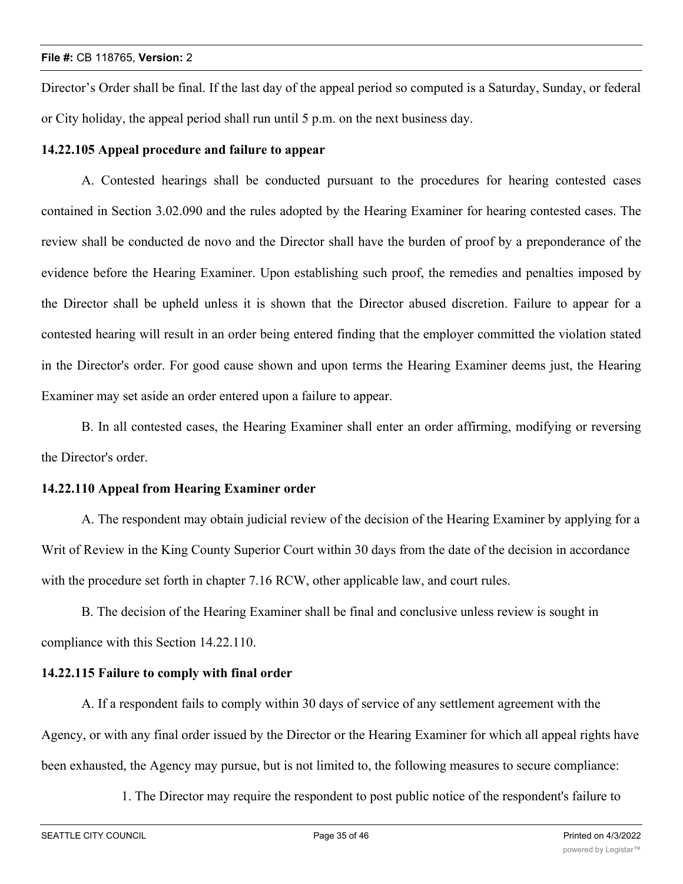Director’s Order shall be final. If the last day of the appeal period so computed is a Saturday, Sunday, or federal or City holiday, the appeal period shall run until 5 p.m. on the next business day.

**14.22.105 Appeal procedure and failure to appear**

A. Contested hearings shall be conducted pursuant to the procedures for hearing contested cases contained in Section 3.02.090 and the rules adopted by the Hearing Examiner for hearing contested cases. The review shall be conducted de novo and the Director shall have the burden of proof by a preponderance of the evidence before the Hearing Examiner. Upon establishing such proof, the remedies and penalties imposed by the Director shall be upheld unless it is shown that the Director abused discretion. Failure to appear for a contested hearing will result in an order being entered finding that the employer committed the violation stated in the Director's order. For good cause shown and upon terms the Hearing Examiner deems just, the Hearing Examiner may set aside an order entered upon a failure to appear.

B. In all contested cases, the Hearing Examiner shall enter an order affirming, modifying or reversing the Director's order.

**14.22.110 Appeal from Hearing Examiner order**

A. The respondent may obtain judicial review of the decision of the Hearing Examiner by applying for a Writ of Review in the King County Superior Court within 30 days from the date of the decision in accordance with the procedure set forth in chapter 7.16 RCW, other applicable law, and court rules.

B. The decision of the Hearing Examiner shall be final and conclusive unless review is sought in compliance with this Section 14.22.110.

**14.22.115 Failure to comply with final order**

A. If a respondent fails to comply within 30 days of service of any settlement agreement with the Agency, or with any final order issued by the Director or the Hearing Examiner for which all appeal rights have been exhausted, the Agency may pursue, but is not limited to, the following measures to secure compliance:

1. The Director may require the respondent to post public notice of the respondent's failure to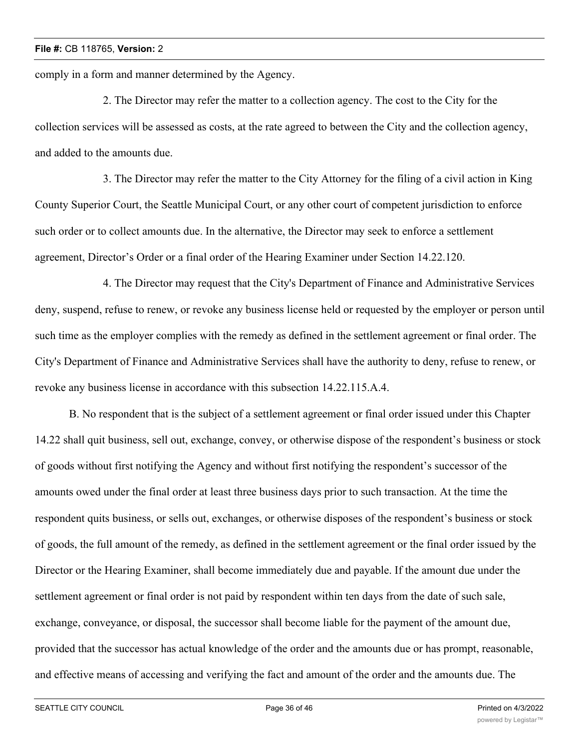comply in a form and manner determined by the Agency.

2. The Director may refer the matter to a collection agency. The cost to the City for the collection services will be assessed as costs, at the rate agreed to between the City and the collection agency, and added to the amounts due.

3. The Director may refer the matter to the City Attorney for the filing of a civil action in King County Superior Court, the Seattle Municipal Court, or any other court of competent jurisdiction to enforce such order or to collect amounts due. In the alternative, the Director may seek to enforce a settlement agreement, Director's Order or a final order of the Hearing Examiner under Section 14.22.120.

4. The Director may request that the City's Department of Finance and Administrative Services deny, suspend, refuse to renew, or revoke any business license held or requested by the employer or person until such time as the employer complies with the remedy as defined in the settlement agreement or final order. The City's Department of Finance and Administrative Services shall have the authority to deny, refuse to renew, or revoke any business license in accordance with this subsection 14.22.115.A.4.

B. No respondent that is the subject of a settlement agreement or final order issued under this Chapter 14.22 shall quit business, sell out, exchange, convey, or otherwise dispose of the respondent's business or stock of goods without first notifying the Agency and without first notifying the respondent's successor of the amounts owed under the final order at least three business days prior to such transaction. At the time the respondent quits business, or sells out, exchanges, or otherwise disposes of the respondent's business or stock of goods, the full amount of the remedy, as defined in the settlement agreement or the final order issued by the Director or the Hearing Examiner, shall become immediately due and payable. If the amount due under the settlement agreement or final order is not paid by respondent within ten days from the date of such sale, exchange, conveyance, or disposal, the successor shall become liable for the payment of the amount due, provided that the successor has actual knowledge of the order and the amounts due or has prompt, reasonable, and effective means of accessing and verifying the fact and amount of the order and the amounts due. The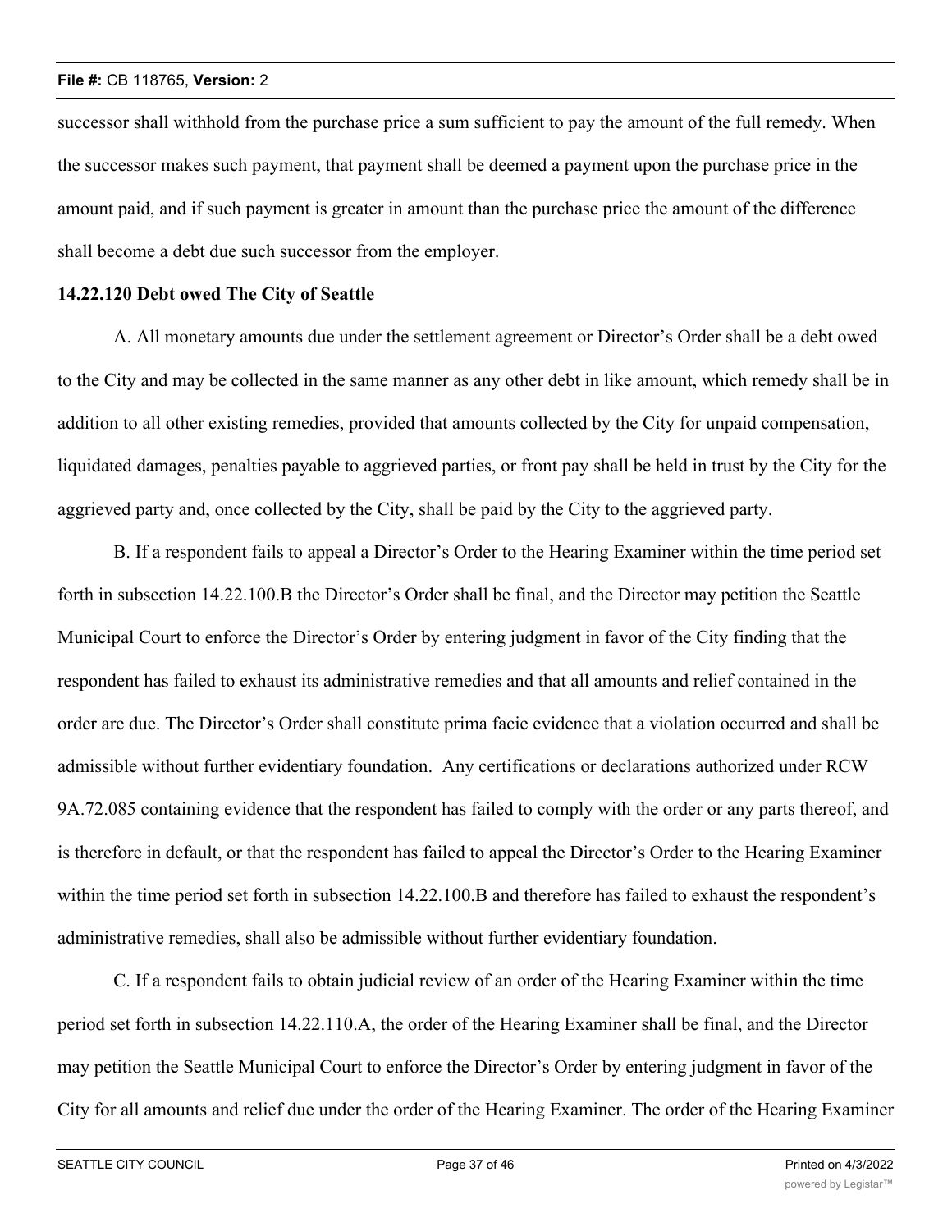successor shall withhold from the purchase price a sum sufficient to pay the amount of the full remedy. When the successor makes such payment, that payment shall be deemed a payment upon the purchase price in the amount paid, and if such payment is greater in amount than the purchase price the amount of the difference shall become a debt due such successor from the employer.

**14.22.120 Debt owed The City of Seattle**

A. All monetary amounts due under the settlement agreement or Director's Order shall be a debt owed to the City and may be collected in the same manner as any other debt in like amount, which remedy shall be in addition to all other existing remedies, provided that amounts collected by the City for unpaid compensation, liquidated damages, penalties payable to aggrieved parties, or front pay shall be held in trust by the City for the aggrieved party and, once collected by the City, shall be paid by the City to the aggrieved party.

B. If a respondent fails to appeal a Director's Order to the Hearing Examiner within the time period set forth in subsection 14.22.100.B the Director's Order shall be final, and the Director may petition the Seattle Municipal Court to enforce the Director's Order by entering judgment in favor of the City finding that the respondent has failed to exhaust its administrative remedies and that all amounts and relief contained in the order are due. The Director's Order shall constitute prima facie evidence that a violation occurred and shall be admissible without further evidentiary foundation. Any certifications or declarations authorized under RCW 9A.72.085 containing evidence that the respondent has failed to comply with the order or any parts thereof, and is therefore in default, or that the respondent has failed to appeal the Director's Order to the Hearing Examiner within the time period set forth in subsection 14.22.100.B and therefore has failed to exhaust the respondent's administrative remedies, shall also be admissible without further evidentiary foundation.

C. If a respondent fails to obtain judicial review of an order of the Hearing Examiner within the time period set forth in subsection 14.22.110.A, the order of the Hearing Examiner shall be final, and the Director may petition the Seattle Municipal Court to enforce the Director's Order by entering judgment in favor of the City for all amounts and relief due under the order of the Hearing Examiner. The order of the Hearing Examiner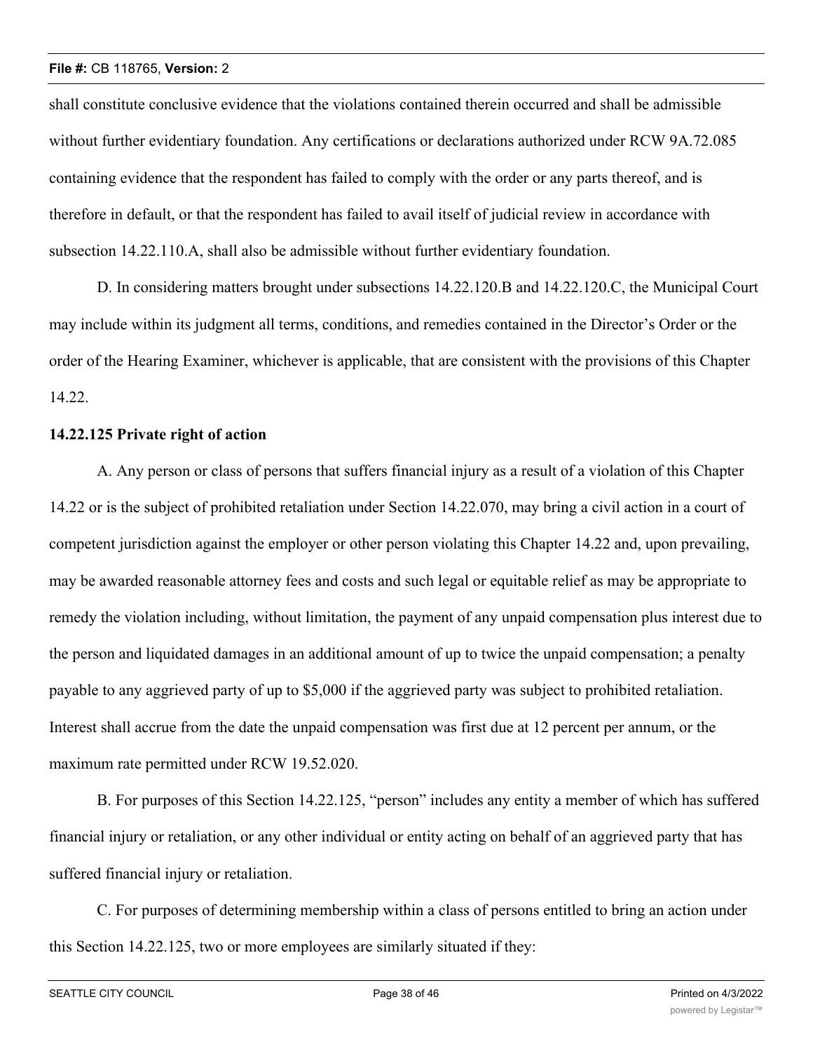shall constitute conclusive evidence that the violations contained therein occurred and shall be admissible without further evidentiary foundation. Any certifications or declarations authorized under RCW 9A.72.085 containing evidence that the respondent has failed to comply with the order or any parts thereof, and is therefore in default, or that the respondent has failed to avail itself of judicial review in accordance with subsection 14.22.110.A, shall also be admissible without further evidentiary foundation.

D. In considering matters brought under subsections 14.22.120.B and 14.22.120.C, the Municipal Court may include within its judgment all terms, conditions, and remedies contained in the Director's Order or the order of the Hearing Examiner, whichever is applicable, that are consistent with the provisions of this Chapter 14.22.

**14.22.125 Private right of action**

A. Any person or class of persons that suffers financial injury as a result of a violation of this Chapter 14.22 or is the subject of prohibited retaliation under Section 14.22.070, may bring a civil action in a court of competent jurisdiction against the employer or other person violating this Chapter 14.22 and, upon prevailing, may be awarded reasonable attorney fees and costs and such legal or equitable relief as may be appropriate to remedy the violation including, without limitation, the payment of any unpaid compensation plus interest due to the person and liquidated damages in an additional amount of up to twice the unpaid compensation; a penalty payable to any aggrieved party of up to $5,000 if the aggrieved party was subject to prohibited retaliation. Interest shall accrue from the date the unpaid compensation was first due at 12 percent per annum, or the maximum rate permitted under RCW 19.52.020.

B. For purposes of this Section 14.22.125, "person" includes any entity a member of which has suffered financial injury or retaliation, or any other individual or entity acting on behalf of an aggrieved party that has suffered financial injury or retaliation.

C. For purposes of determining membership within a class of persons entitled to bring an action under this Section 14.22.125, two or more employees are similarly situated if they: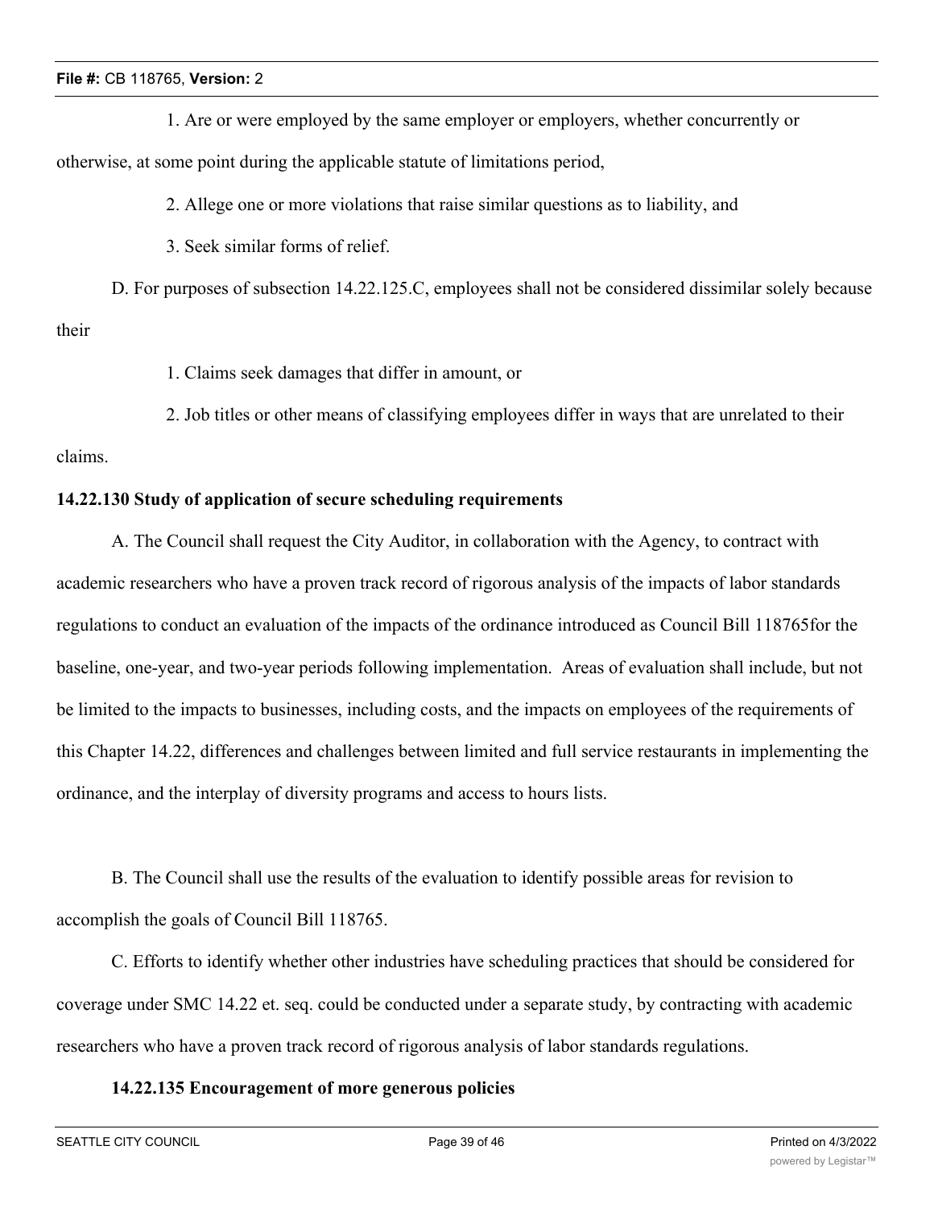1. Are or were employed by the same employer or employers, whether concurrently or otherwise, at some point during the applicable statute of limitations period,

2. Allege one or more violations that raise similar questions as to liability, and

3. Seek similar forms of relief.

D. For purposes of subsection 14.22.125.C, employees shall not be considered dissimilar solely because their

1. Claims seek damages that differ in amount, or

2. Job titles or other means of classifying employees differ in ways that are unrelated to their claims.

**14.22.130 Study of application of secure scheduling requirements**

A. The Council shall request the City Auditor, in collaboration with the Agency, to contract with academic researchers who have a proven track record of rigorous analysis of the impacts of labor standards regulations to conduct an evaluation of the impacts of the ordinance introduced as Council Bill 118765for the baseline, one-year, and two-year periods following implementation. Areas of evaluation shall include, but not be limited to the impacts to businesses, including costs, and the impacts on employees of the requirements of this Chapter 14.22, differences and challenges between limited and full service restaurants in implementing the ordinance, and the interplay of diversity programs and access to hours lists.

B. The Council shall use the results of the evaluation to identify possible areas for revision to accomplish the goals of Council Bill 118765.

C. Efforts to identify whether other industries have scheduling practices that should be considered for coverage under SMC 14.22 et. seq. could be conducted under a separate study, by contracting with academic researchers who have a proven track record of rigorous analysis of labor standards regulations.

**14.22.135 Encouragement of more generous policies**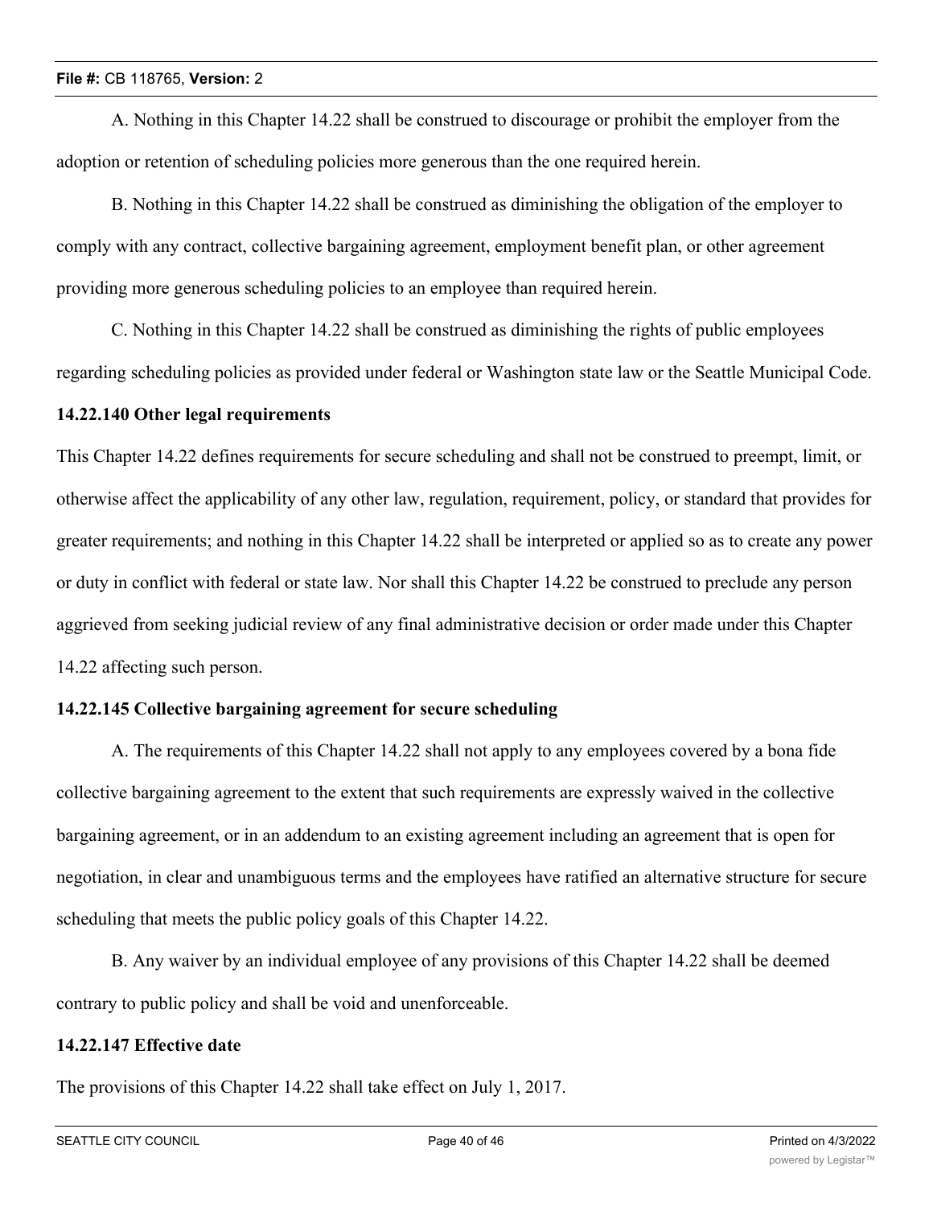A. Nothing in this Chapter 14.22 shall be construed to discourage or prohibit the employer from the adoption or retention of scheduling policies more generous than the one required herein.

B. Nothing in this Chapter 14.22 shall be construed as diminishing the obligation of the employer to comply with any contract, collective bargaining agreement, employment benefit plan, or other agreement providing more generous scheduling policies to an employee than required herein.

C. Nothing in this Chapter 14.22 shall be construed as diminishing the rights of public employees regarding scheduling policies as provided under federal or Washington state law or the Seattle Municipal Code.

**14.22.140 Other legal requirements**

This Chapter 14.22 defines requirements for secure scheduling and shall not be construed to preempt, limit, or otherwise affect the applicability of any other law, regulation, requirement, policy, or standard that provides for greater requirements; and nothing in this Chapter 14.22 shall be interpreted or applied so as to create any power or duty in conflict with federal or state law. Nor shall this Chapter 14.22 be construed to preclude any person aggrieved from seeking judicial review of any final administrative decision or order made under this Chapter 14.22 affecting such person.

**14.22.145 Collective bargaining agreement for secure scheduling**

A. The requirements of this Chapter 14.22 shall not apply to any employees covered by a bona fide collective bargaining agreement to the extent that such requirements are expressly waived in the collective bargaining agreement, or in an addendum to an existing agreement including an agreement that is open for negotiation, in clear and unambiguous terms and the employees have ratified an alternative structure for secure scheduling that meets the public policy goals of this Chapter 14.22.

B. Any waiver by an individual employee of any provisions of this Chapter 14.22 shall be deemed contrary to public policy and shall be void and unenforceable.

**14.22.147 Effective date**

The provisions of this Chapter 14.22 shall take effect on July 1, 2017.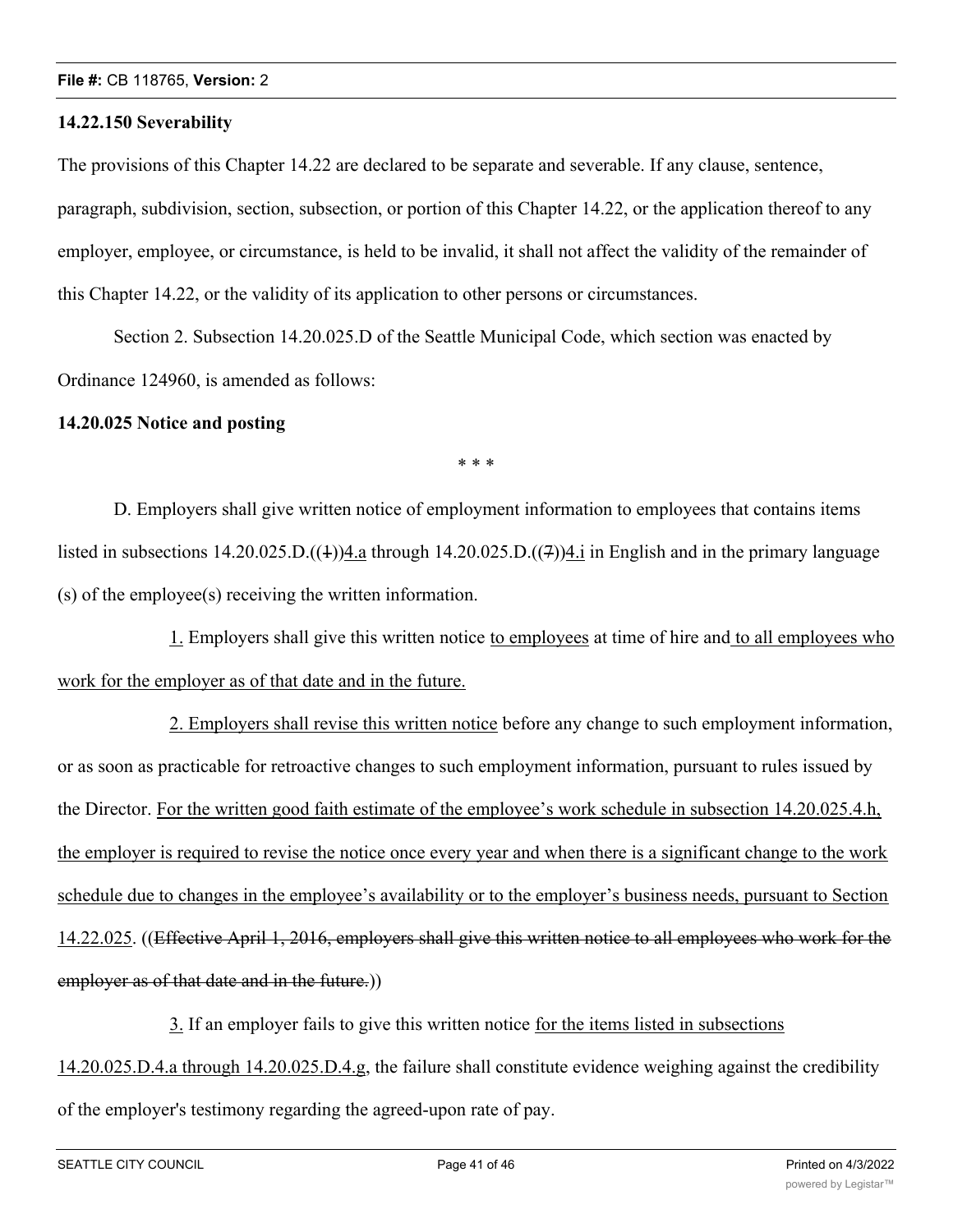**14.22.150 Severability**

The provisions of this Chapter 14.22 are declared to be separate and severable. If any clause, sentence, paragraph, subdivision, section, subsection, or portion of this Chapter 14.22, or the application thereof to any employer, employee, or circumstance, is held to be invalid, it shall not affect the validity of the remainder of this Chapter 14.22, or the validity of its application to other persons or circumstances.

Section 2. Subsection 14.20.025.D of the Seattle Municipal Code, which section was enacted by Ordinance 124960, is amended as follows:

**14.20.025 Notice and posting**

\* \* \*

D. Employers shall give written notice of employment information to employees that contains items listed in subsections 14.20.025.D.((~~1~~))<u>4.a</u> through 14.20.025.D.((~~7~~))<u>4.i</u> in English and in the primary language (s) of the employee(s) receiving the written information.

<u>1.</u> Employers shall give this written notice <u>to employees</u> at time of hire and <u>to all employees who work for the employer as of that date and in the future.</u>

<u>2. Employers shall revise this written notice</u> before any change to such employment information, or as soon as practicable for retroactive changes to such employment information, pursuant to rules issued by the Director. <u>For the written good faith estimate of the employee's work schedule in subsection 14.20.025.4.h, the employer is required to revise the notice once every year and when there is a significant change to the work schedule due to changes in the employee's availability or to the employer's business needs, pursuant to Section 14.22.025</u>. ((~~Effective April 1, 2016, employers shall give this written notice to all employees who work for the employer as of that date and in the future.~~))

<u>3.</u> If an employer fails to give this written notice <u>for the items listed in subsections 14.20.025.D.4.a through 14.20.025.D.4.g</u>, the failure shall constitute evidence weighing against the credibility of the employer's testimony regarding the agreed-upon rate of pay.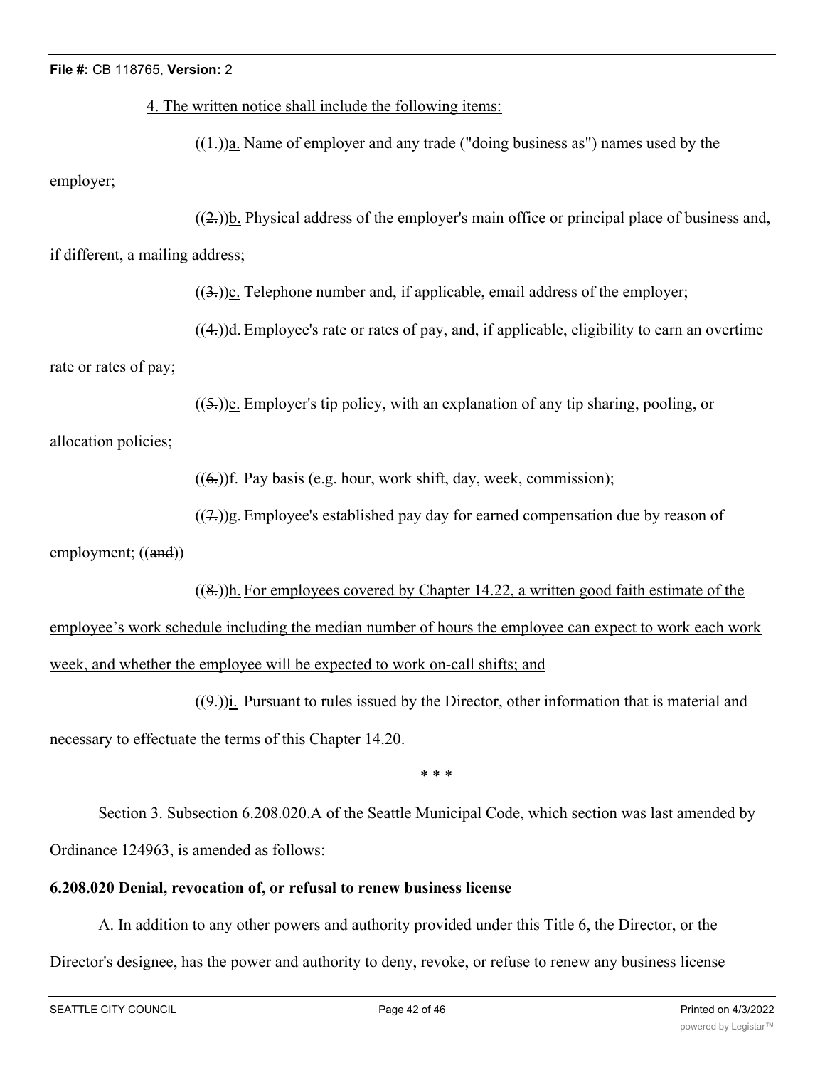4. The written notice shall include the following items:

((1.))a. Name of employer and any trade ("doing business as") names used by the employer;

((2.))b. Physical address of the employer's main office or principal place of business and, if different, a mailing address;

((3.))c. Telephone number and, if applicable, email address of the employer;

((4.))d. Employee's rate or rates of pay, and, if applicable, eligibility to earn an overtime rate or rates of pay;

((5.))e. Employer's tip policy, with an explanation of any tip sharing, pooling, or allocation policies;

((6.))f. Pay basis (e.g. hour, work shift, day, week, commission);

((7.))g. Employee's established pay day for earned compensation due by reason of employment; ((and))

((8.))h. For employees covered by Chapter 14.22, a written good faith estimate of the employee's work schedule including the median number of hours the employee can expect to work each work week, and whether the employee will be expected to work on-call shifts; and

((9.))i. Pursuant to rules issued by the Director, other information that is material and necessary to effectuate the terms of this Chapter 14.20.

\* \* \*

Section 3. Subsection 6.208.020.A of the Seattle Municipal Code, which section was last amended by Ordinance 124963, is amended as follows:

**6.208.020 Denial, revocation of, or refusal to renew business license**

A. In addition to any other powers and authority provided under this Title 6, the Director, or the Director's designee, has the power and authority to deny, revoke, or refuse to renew any business license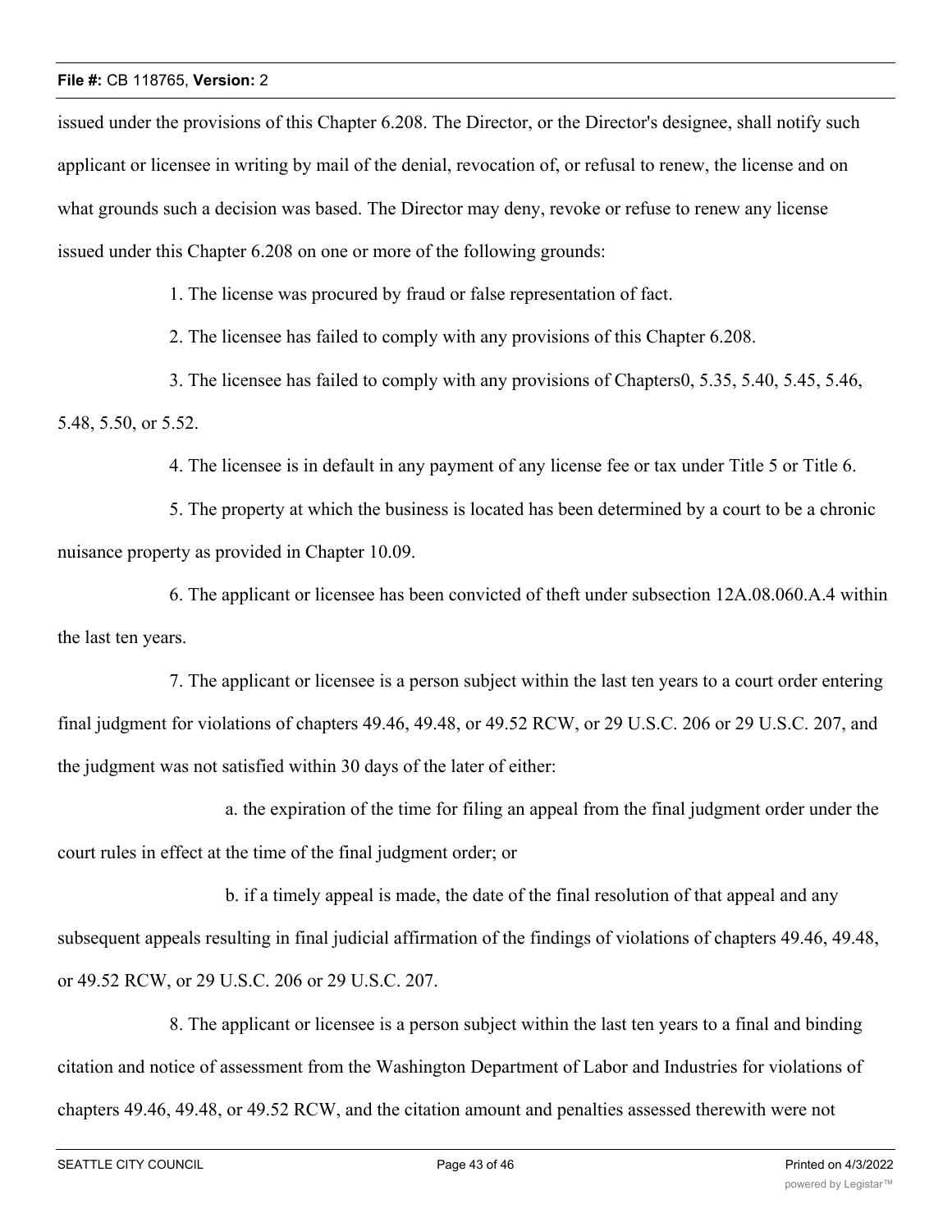issued under the provisions of this Chapter 6.208. The Director, or the Director's designee, shall notify such applicant or licensee in writing by mail of the denial, revocation of, or refusal to renew, the license and on what grounds such a decision was based. The Director may deny, revoke or refuse to renew any license issued under this Chapter 6.208 on one or more of the following grounds:

1. The license was procured by fraud or false representation of fact.

2. The licensee has failed to comply with any provisions of this Chapter 6.208.

3. The licensee has failed to comply with any provisions of Chapters0, 5.35, 5.40, 5.45, 5.46, 5.48, 5.50, or 5.52.

4. The licensee is in default in any payment of any license fee or tax under Title 5 or Title 6.

5. The property at which the business is located has been determined by a court to be a chronic nuisance property as provided in Chapter 10.09.

6. The applicant or licensee has been convicted of theft under subsection 12A.08.060.A.4 within the last ten years.

7. The applicant or licensee is a person subject within the last ten years to a court order entering final judgment for violations of chapters 49.46, 49.48, or 49.52 RCW, or 29 U.S.C. 206 or 29 U.S.C. 207, and the judgment was not satisfied within 30 days of the later of either:

a. the expiration of the time for filing an appeal from the final judgment order under the court rules in effect at the time of the final judgment order; or

b. if a timely appeal is made, the date of the final resolution of that appeal and any subsequent appeals resulting in final judicial affirmation of the findings of violations of chapters 49.46, 49.48, or 49.52 RCW, or 29 U.S.C. 206 or 29 U.S.C. 207.

8. The applicant or licensee is a person subject within the last ten years to a final and binding citation and notice of assessment from the Washington Department of Labor and Industries for violations of chapters 49.46, 49.48, or 49.52 RCW, and the citation amount and penalties assessed therewith were not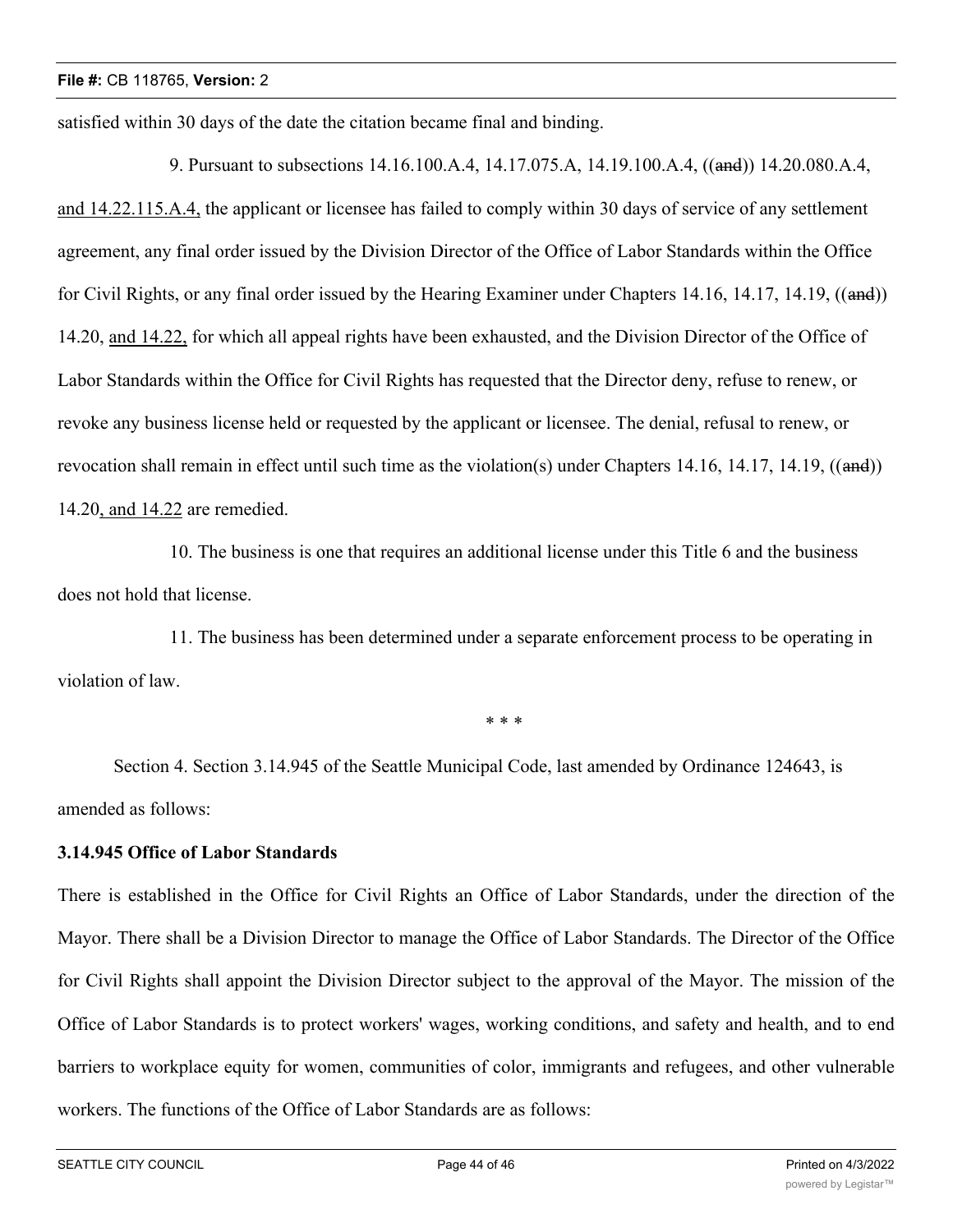satisfied within 30 days of the date the citation became final and binding.

9. Pursuant to subsections 14.16.100.A.4, 14.17.075.A, 14.19.100.A.4, ((~~and~~)) 14.20.080.A.4, <u>and 14.22.115.A.4,</u> the applicant or licensee has failed to comply within 30 days of service of any settlement agreement, any final order issued by the Division Director of the Office of Labor Standards within the Office for Civil Rights, or any final order issued by the Hearing Examiner under Chapters 14.16, 14.17, 14.19, ((~~and~~)) 14.20, <u>and 14.22,</u> for which all appeal rights have been exhausted, and the Division Director of the Office of Labor Standards within the Office for Civil Rights has requested that the Director deny, refuse to renew, or revoke any business license held or requested by the applicant or licensee. The denial, refusal to renew, or revocation shall remain in effect until such time as the violation(s) under Chapters 14.16, 14.17, 14.19, ((~~and~~)) 14.20<u>, and 14.22</u> are remedied.

10. The business is one that requires an additional license under this Title 6 and the business does not hold that license.

11. The business has been determined under a separate enforcement process to be operating in violation of law.

\* \* \*

Section 4. Section 3.14.945 of the Seattle Municipal Code, last amended by Ordinance 124643, is amended as follows:

**3.14.945 Office of Labor Standards**

There is established in the Office for Civil Rights an Office of Labor Standards, under the direction of the Mayor. There shall be a Division Director to manage the Office of Labor Standards. The Director of the Office for Civil Rights shall appoint the Division Director subject to the approval of the Mayor. The mission of the Office of Labor Standards is to protect workers' wages, working conditions, and safety and health, and to end barriers to workplace equity for women, communities of color, immigrants and refugees, and other vulnerable workers. The functions of the Office of Labor Standards are as follows: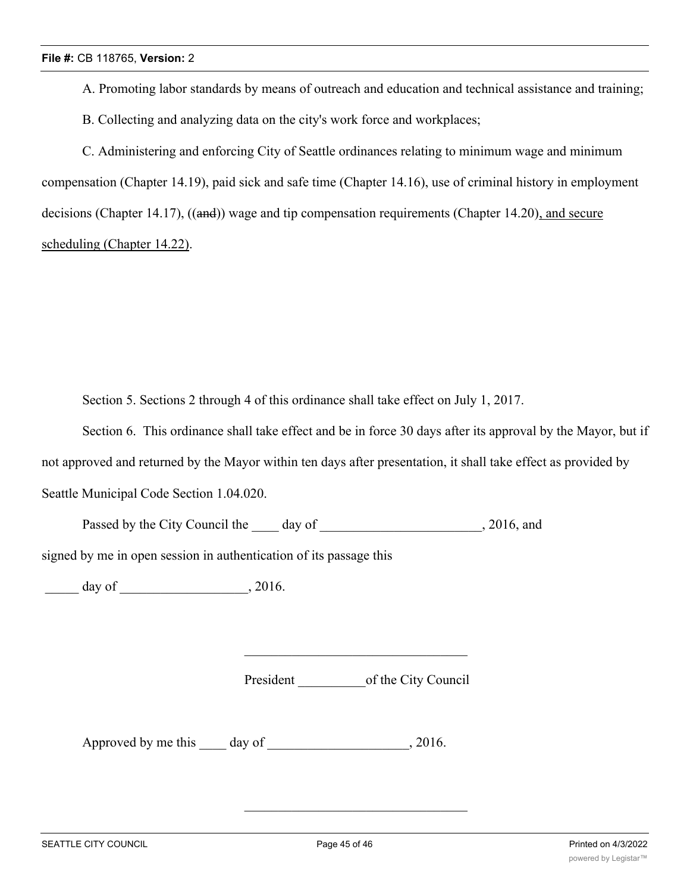A. Promoting labor standards by means of outreach and education and technical assistance and training;

B. Collecting and analyzing data on the city's work force and workplaces;

C. Administering and enforcing City of Seattle ordinances relating to minimum wage and minimum compensation (Chapter 14.19), paid sick and safe time (Chapter 14.16), use of criminal history in employment decisions (Chapter 14.17), ((~~and~~)) wage and tip compensation requirements (Chapter 14.20), and secure scheduling (Chapter 14.22).

Section 5. Sections 2 through 4 of this ordinance shall take effect on July 1, 2017.

Section 6. This ordinance shall take effect and be in force 30 days after its approval by the Mayor, but if not approved and returned by the Mayor within ten days after presentation, it shall take effect as provided by Seattle Municipal Code Section 1.04.020.

Passed by the City Council the ____ day of ________________________, 2016, and signed by me in open session in authentication of its passage this

_____ day of ___________________, 2016.

_________________________________

President __________of the City Council

Approved by me this ____ day of ____________________, 2016.

_________________________________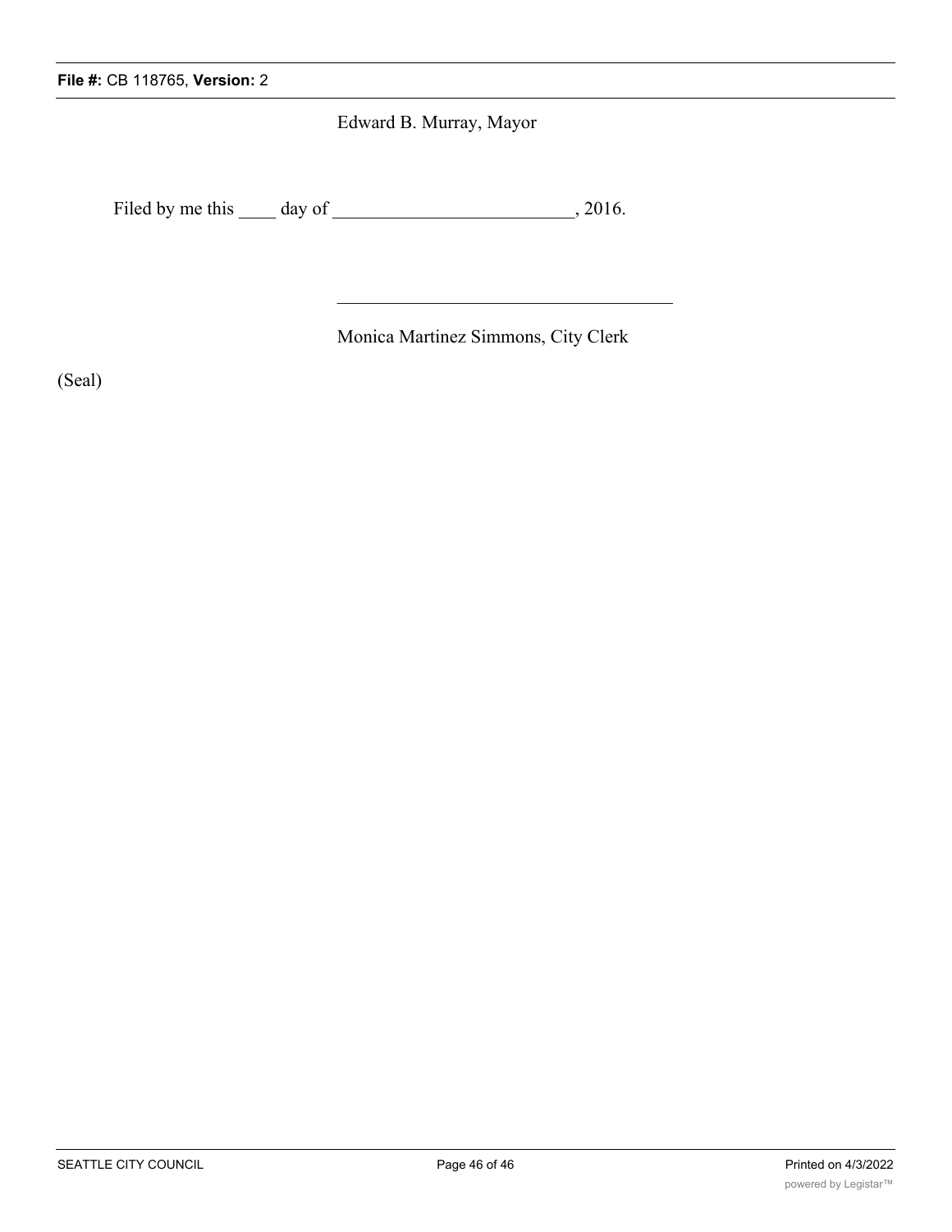Edward B. Murray, Mayor

Filed by me this \_\_\_\_ day of \_\_\_\_\_\_\_\_\_\_\_\_\_\_\_\_\_\_\_\_\_\_\_\_\_\_, 2016.

\_\_\_\_\_\_\_\_\_\_\_\_\_\_\_\_\_\_\_\_\_\_\_\_\_\_\_\_\_\_\_\_\_\_\_\_\_\_

Monica Martinez Simmons, City Clerk

(Seal)